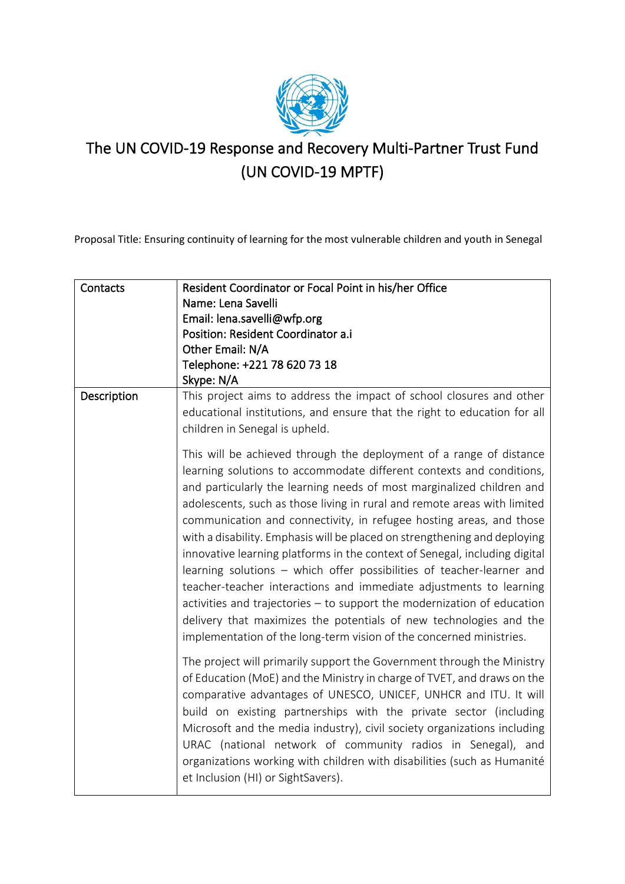# The UN COVID-19 Response and Recovery Multi-Partner Trust Fund (UN COVID-19 MPTF)

Proposal Title: Ensuring continuity of learning for the most vulnerable children and youth in Senegal

| | |
|---|---|
| Contacts | Resident Coordinator or Focal Point in his/her Office<br>Name: Lena Savelli<br>Email: lena.savelli@wfp.org<br>Position: Resident Coordinator a.i<br>Other Email: N/A<br>Telephone: +221 78 620 73 18<br>Skype: N/A |
| Description | This project aims to address the impact of school closures and other educational institutions, and ensure that the right to education for all children in Senegal is upheld.<br><br>This will be achieved through the deployment of a range of distance learning solutions to accommodate different contexts and conditions, and particularly the learning needs of most marginalized children and adolescents, such as those living in rural and remote areas with limited communication and connectivity, in refugee hosting areas, and those with a disability. Emphasis will be placed on strengthening and deploying innovative learning platforms in the context of Senegal, including digital learning solutions – which offer possibilities of teacher-learner and teacher-teacher interactions and immediate adjustments to learning activities and trajectories – to support the modernization of education delivery that maximizes the potentials of new technologies and the implementation of the long-term vision of the concerned ministries.<br><br>The project will primarily support the Government through the Ministry of Education (MoE) and the Ministry in charge of TVET, and draws on the comparative advantages of UNESCO, UNICEF, UNHCR and ITU. It will build on existing partnerships with the private sector (including Microsoft and the media industry), civil society organizations including URAC (national network of community radios in Senegal), and organizations working with children with disabilities (such as Humanité et Inclusion (HI) or SightSavers). |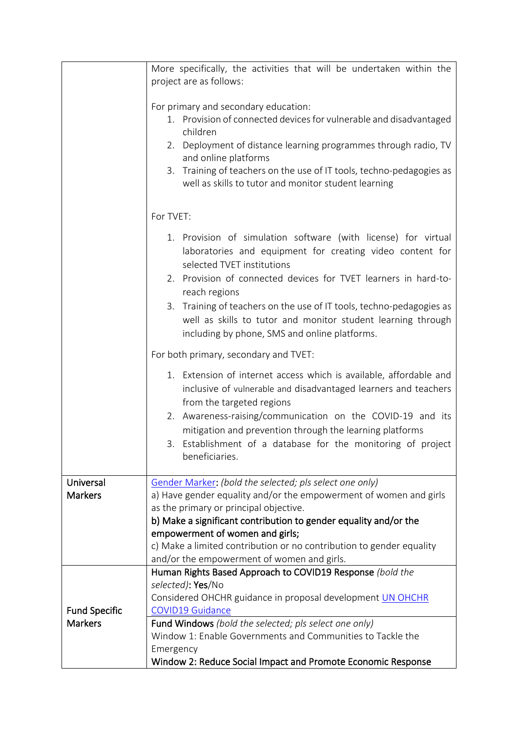| | |
|---|---|
| | More specifically, the activities that will be undertaken within the project are as follows:<br><br>For primary and secondary education:<br>1. Provision of connected devices for vulnerable and disadvantaged children<br>2. Deployment of distance learning programmes through radio, TV and online platforms<br>3. Training of teachers on the use of IT tools, techno-pedagogies as well as skills to tutor and monitor student learning<br><br>For TVET:<br>1. Provision of simulation software (with license) for virtual laboratories and equipment for creating video content for selected TVET institutions<br>2. Provision of connected devices for TVET learners in hard-to-reach regions<br>3. Training of teachers on the use of IT tools, techno-pedagogies as well as skills to tutor and monitor student learning through including by phone, SMS and online platforms.<br><br>For both primary, secondary and TVET:<br>1. Extension of internet access which is available, affordable and inclusive of vulnerable and disadvantaged learners and teachers from the targeted regions<br>2. Awareness-raising/communication on the COVID-19 and its mitigation and prevention through the learning platforms<br>3. Establishment of a database for the monitoring of project beneficiaries. |
| Universal Markers | Gender Marker: *(bold the selected; pls select one only)*<br>a) Have gender equality and/or the empowerment of women and girls as the primary or principal objective.<br>**b) Make a significant contribution to gender equality and/or the empowerment of women and girls;**<br>c) Make a limited contribution or no contribution to gender equality and/or the empowerment of women and girls. |
| Fund Specific Markers | Human Rights Based Approach to COVID19 Response *(bold the selected)*: **Yes**/No<br>Considered OHCHR guidance in proposal development UN OHCHR COVID19 Guidance |
| | Fund Windows *(bold the selected; pls select one only)*<br>Window 1: Enable Governments and Communities to Tackle the Emergency<br>**Window 2: Reduce Social Impact and Promote Economic Response** |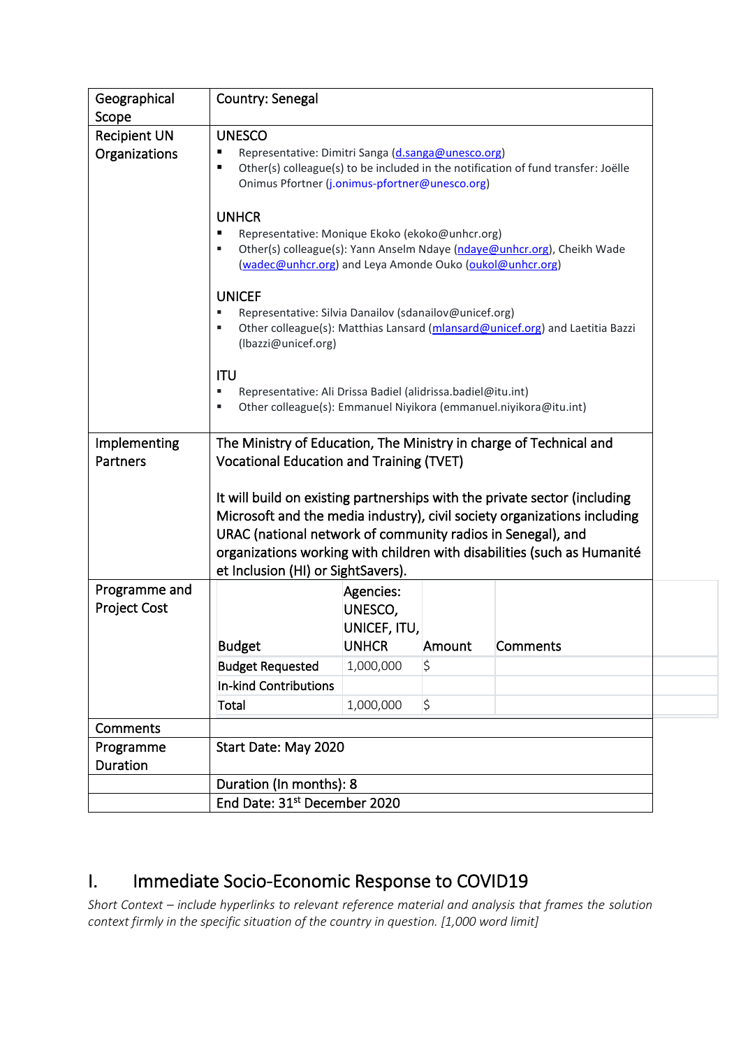| Geographical Scope | Country: Senegal |
|---|---|
| Recipient UN Organizations | UNESCO<br>▪ Representative: Dimitri Sanga (d.sanga@unesco.org)<br>▪ Other(s) colleague(s) to be included in the notification of fund transfer: Joëlle Onimus Pfortner (j.onimus-pfortner@unesco.org)<br><br>UNHCR<br>▪ Representative: Monique Ekoko (ekoko@unhcr.org)<br>▪ Other(s) colleague(s): Yann Anselm Ndaye (ndaye@unhcr.org), Cheikh Wade (wadec@unhcr.org) and Leya Amonde Ouko (oukol@unhcr.org)<br><br>UNICEF<br>▪ Representative: Silvia Danailov (sdanailov@unicef.org)<br>▪ Other colleague(s): Matthias Lansard (mlansard@unicef.org) and Laetitia Bazzi (lbazzi@unicef.org)<br><br>ITU<br>▪ Representative: Ali Drissa Badiel (alidrissa.badiel@itu.int)<br>▪ Other colleague(s): Emmanuel Niyikora (emmanuel.niyikora@itu.int) |
| Implementing Partners | The Ministry of Education, The Ministry in charge of Technical and Vocational Education and Training (TVET)<br><br>It will build on existing partnerships with the private sector (including Microsoft and the media industry), civil society organizations including URAC (national network of community radios in Senegal), and organizations working with children with disabilities (such as Humanité et Inclusion (HI) or SightSavers). |
| Programme and Project Cost | *(see budget table below)* |
| Comments | |
| Programme Duration | Start Date: May 2020 |
| | Duration (In months): 8 |
| | End Date: 31st December 2020 |

| Budget | Agencies: UNESCO, UNICEF, ITU, UNHCR | Amount | Comments |
|---|---|---|---|
| Budget Requested | 1,000,000 | $ | |
| In-kind Contributions | | | |
| Total | 1,000,000 | $ | |

# I. Immediate Socio-Economic Response to COVID19

*Short Context – include hyperlinks to relevant reference material and analysis that frames the solution context firmly in the specific situation of the country in question. [1,000 word limit]*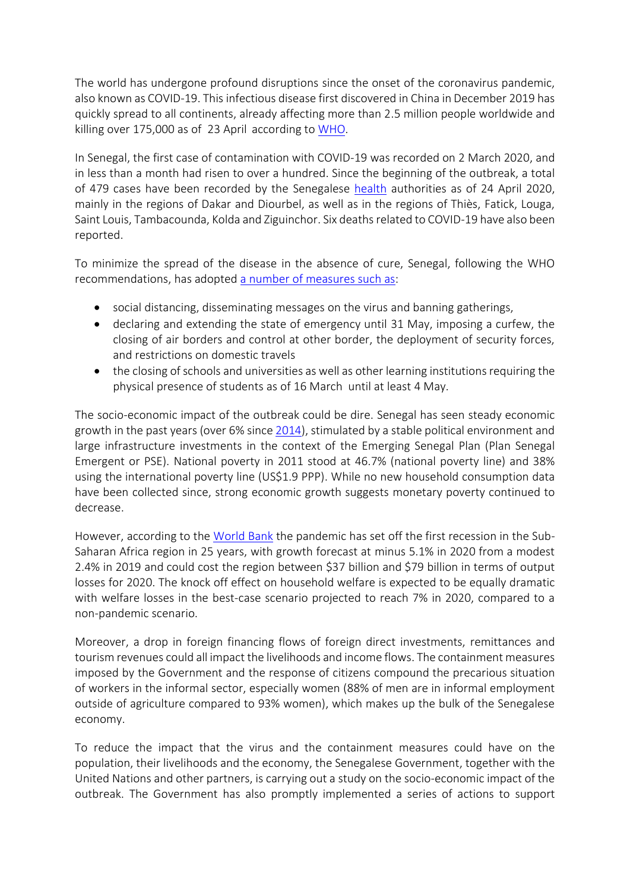The world has undergone profound disruptions since the onset of the coronavirus pandemic, also known as COVID-19. This infectious disease first discovered in China in December 2019 has quickly spread to all continents, already affecting more than 2.5 million people worldwide and killing over 175,000 as of 23 April according to WHO.

In Senegal, the first case of contamination with COVID-19 was recorded on 2 March 2020, and in less than a month had risen to over a hundred. Since the beginning of the outbreak, a total of 479 cases have been recorded by the Senegalese health authorities as of 24 April 2020, mainly in the regions of Dakar and Diourbel, as well as in the regions of Thiès, Fatick, Louga, Saint Louis, Tambacounda, Kolda and Ziguinchor. Six deaths related to COVID-19 have also been reported.

To minimize the spread of the disease in the absence of cure, Senegal, following the WHO recommendations, has adopted a number of measures such as:

- social distancing, disseminating messages on the virus and banning gatherings,
- declaring and extending the state of emergency until 31 May, imposing a curfew, the closing of air borders and control at other border, the deployment of security forces, and restrictions on domestic travels
- the closing of schools and universities as well as other learning institutions requiring the physical presence of students as of 16 March until at least 4 May.

The socio-economic impact of the outbreak could be dire. Senegal has seen steady economic growth in the past years (over 6% since 2014), stimulated by a stable political environment and large infrastructure investments in the context of the Emerging Senegal Plan (Plan Senegal Emergent or PSE). National poverty in 2011 stood at 46.7% (national poverty line) and 38% using the international poverty line (US$1.9 PPP). While no new household consumption data have been collected since, strong economic growth suggests monetary poverty continued to decrease.

However, according to the World Bank the pandemic has set off the first recession in the Sub-Saharan Africa region in 25 years, with growth forecast at minus 5.1% in 2020 from a modest 2.4% in 2019 and could cost the region between $37 billion and $79 billion in terms of output losses for 2020. The knock off effect on household welfare is expected to be equally dramatic with welfare losses in the best-case scenario projected to reach 7% in 2020, compared to a non-pandemic scenario.

Moreover, a drop in foreign financing flows of foreign direct investments, remittances and tourism revenues could all impact the livelihoods and income flows. The containment measures imposed by the Government and the response of citizens compound the precarious situation of workers in the informal sector, especially women (88% of men are in informal employment outside of agriculture compared to 93% women), which makes up the bulk of the Senegalese economy.

To reduce the impact that the virus and the containment measures could have on the population, their livelihoods and the economy, the Senegalese Government, together with the United Nations and other partners, is carrying out a study on the socio-economic impact of the outbreak. The Government has also promptly implemented a series of actions to support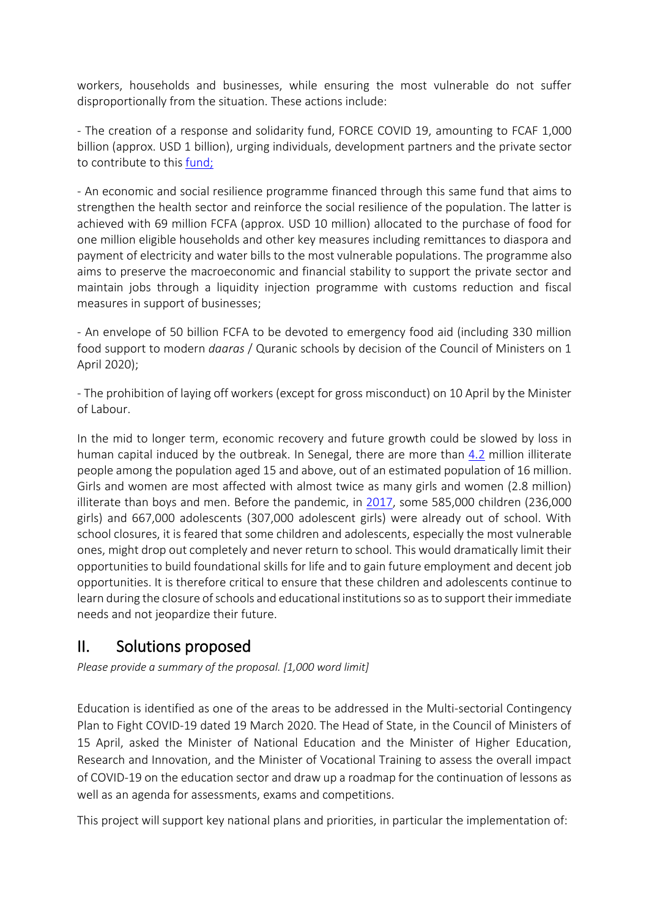workers, households and businesses, while ensuring the most vulnerable do not suffer disproportionally from the situation. These actions include:

- The creation of a response and solidarity fund, FORCE COVID 19, amounting to FCAF 1,000 billion (approx. USD 1 billion), urging individuals, development partners and the private sector to contribute to this fund;

- An economic and social resilience programme financed through this same fund that aims to strengthen the health sector and reinforce the social resilience of the population. The latter is achieved with 69 million FCFA (approx. USD 10 million) allocated to the purchase of food for one million eligible households and other key measures including remittances to diaspora and payment of electricity and water bills to the most vulnerable populations. The programme also aims to preserve the macroeconomic and financial stability to support the private sector and maintain jobs through a liquidity injection programme with customs reduction and fiscal measures in support of businesses;

- An envelope of 50 billion FCFA to be devoted to emergency food aid (including 330 million food support to modern *daaras* / Quranic schools by decision of the Council of Ministers on 1 April 2020);

- The prohibition of laying off workers (except for gross misconduct) on 10 April by the Minister of Labour.

In the mid to longer term, economic recovery and future growth could be slowed by loss in human capital induced by the outbreak. In Senegal, there are more than 4.2 million illiterate people among the population aged 15 and above, out of an estimated population of 16 million. Girls and women are most affected with almost twice as many girls and women (2.8 million) illiterate than boys and men. Before the pandemic, in 2017, some 585,000 children (236,000 girls) and 667,000 adolescents (307,000 adolescent girls) were already out of school. With school closures, it is feared that some children and adolescents, especially the most vulnerable ones, might drop out completely and never return to school. This would dramatically limit their opportunities to build foundational skills for life and to gain future employment and decent job opportunities. It is therefore critical to ensure that these children and adolescents continue to learn during the closure of schools and educational institutions so as to support their immediate needs and not jeopardize their future.

## II. Solutions proposed

*Please provide a summary of the proposal. [1,000 word limit]*

Education is identified as one of the areas to be addressed in the Multi-sectorial Contingency Plan to Fight COVID-19 dated 19 March 2020. The Head of State, in the Council of Ministers of 15 April, asked the Minister of National Education and the Minister of Higher Education, Research and Innovation, and the Minister of Vocational Training to assess the overall impact of COVID-19 on the education sector and draw up a roadmap for the continuation of lessons as well as an agenda for assessments, exams and competitions.

This project will support key national plans and priorities, in particular the implementation of: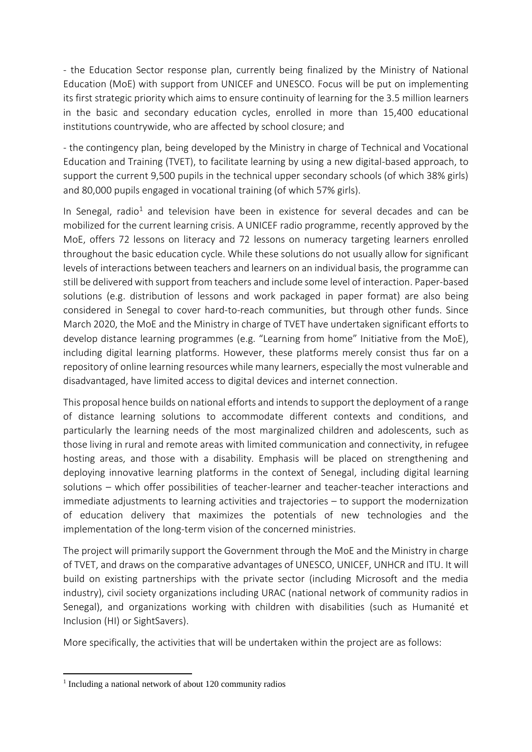- the Education Sector response plan, currently being finalized by the Ministry of National Education (MoE) with support from UNICEF and UNESCO. Focus will be put on implementing its first strategic priority which aims to ensure continuity of learning for the 3.5 million learners in the basic and secondary education cycles, enrolled in more than 15,400 educational institutions countrywide, who are affected by school closure; and

- the contingency plan, being developed by the Ministry in charge of Technical and Vocational Education and Training (TVET), to facilitate learning by using a new digital-based approach, to support the current 9,500 pupils in the technical upper secondary schools (of which 38% girls) and 80,000 pupils engaged in vocational training (of which 57% girls).

In Senegal, radio[1] and television have been in existence for several decades and can be mobilized for the current learning crisis. A UNICEF radio programme, recently approved by the MoE, offers 72 lessons on literacy and 72 lessons on numeracy targeting learners enrolled throughout the basic education cycle. While these solutions do not usually allow for significant levels of interactions between teachers and learners on an individual basis, the programme can still be delivered with support from teachers and include some level of interaction. Paper-based solutions (e.g. distribution of lessons and work packaged in paper format) are also being considered in Senegal to cover hard-to-reach communities, but through other funds. Since March 2020, the MoE and the Ministry in charge of TVET have undertaken significant efforts to develop distance learning programmes (e.g. "Learning from home" Initiative from the MoE), including digital learning platforms. However, these platforms merely consist thus far on a repository of online learning resources while many learners, especially the most vulnerable and disadvantaged, have limited access to digital devices and internet connection.

This proposal hence builds on national efforts and intends to support the deployment of a range of distance learning solutions to accommodate different contexts and conditions, and particularly the learning needs of the most marginalized children and adolescents, such as those living in rural and remote areas with limited communication and connectivity, in refugee hosting areas, and those with a disability. Emphasis will be placed on strengthening and deploying innovative learning platforms in the context of Senegal, including digital learning solutions – which offer possibilities of teacher-learner and teacher-teacher interactions and immediate adjustments to learning activities and trajectories – to support the modernization of education delivery that maximizes the potentials of new technologies and the implementation of the long-term vision of the concerned ministries.

The project will primarily support the Government through the MoE and the Ministry in charge of TVET, and draws on the comparative advantages of UNESCO, UNICEF, UNHCR and ITU. It will build on existing partnerships with the private sector (including Microsoft and the media industry), civil society organizations including URAC (national network of community radios in Senegal), and organizations working with children with disabilities (such as Humanité et Inclusion (HI) or SightSavers).

More specifically, the activities that will be undertaken within the project are as follows:

[1] Including a national network of about 120 community radios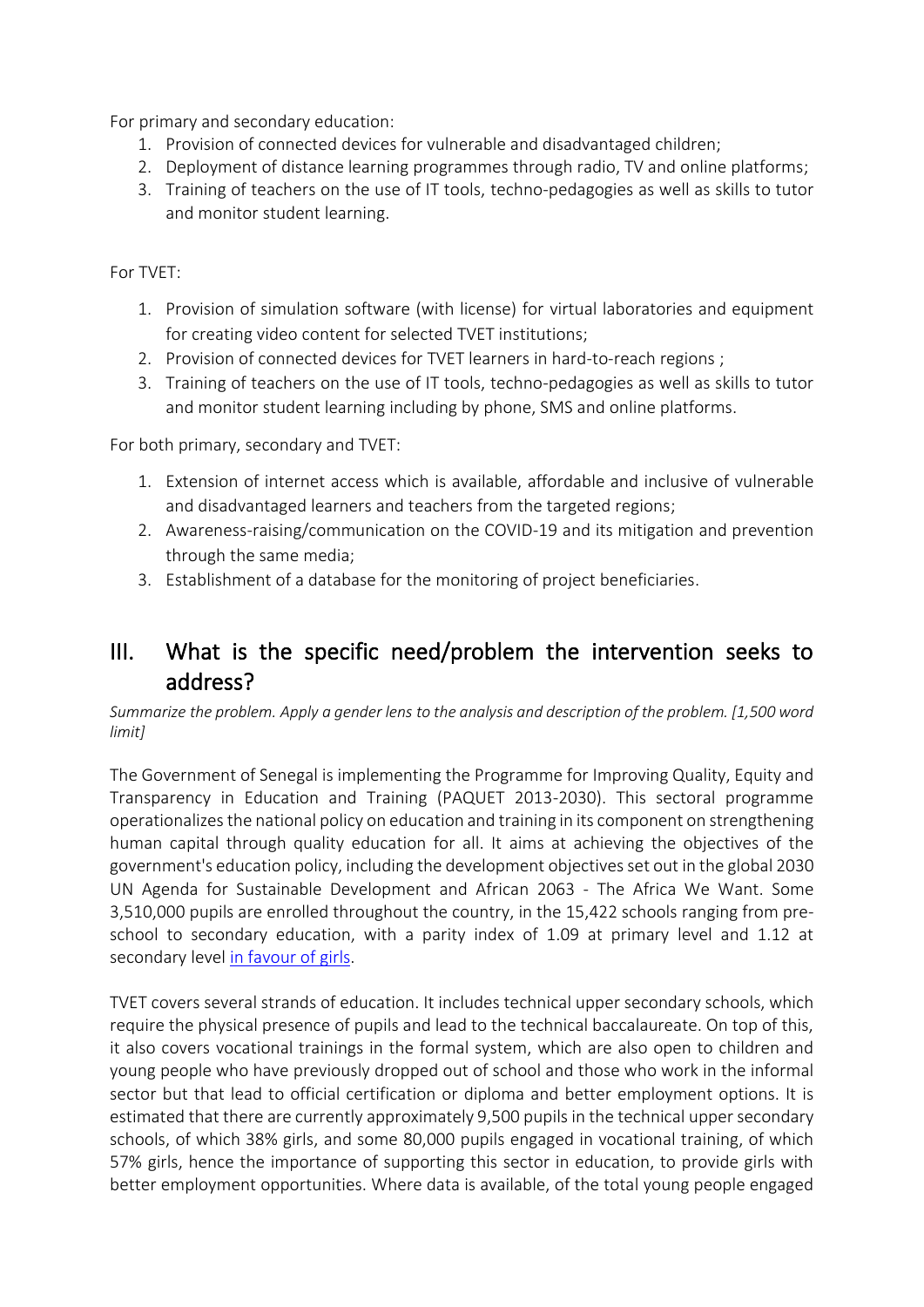For primary and secondary education:

1. Provision of connected devices for vulnerable and disadvantaged children;
2. Deployment of distance learning programmes through radio, TV and online platforms;
3. Training of teachers on the use of IT tools, techno-pedagogies as well as skills to tutor and monitor student learning.

For TVET:

1. Provision of simulation software (with license) for virtual laboratories and equipment for creating video content for selected TVET institutions;
2. Provision of connected devices for TVET learners in hard-to-reach regions ;
3. Training of teachers on the use of IT tools, techno-pedagogies as well as skills to tutor and monitor student learning including by phone, SMS and online platforms.

For both primary, secondary and TVET:

1. Extension of internet access which is available, affordable and inclusive of vulnerable and disadvantaged learners and teachers from the targeted regions;
2. Awareness-raising/communication on the COVID-19 and its mitigation and prevention through the same media;
3. Establishment of a database for the monitoring of project beneficiaries.

## III. What is the specific need/problem the intervention seeks to address?

*Summarize the problem. Apply a gender lens to the analysis and description of the problem. [1,500 word limit]*

The Government of Senegal is implementing the Programme for Improving Quality, Equity and Transparency in Education and Training (PAQUET 2013-2030). This sectoral programme operationalizes the national policy on education and training in its component on strengthening human capital through quality education for all. It aims at achieving the objectives of the government's education policy, including the development objectives set out in the global 2030 UN Agenda for Sustainable Development and African 2063 - The Africa We Want. Some 3,510,000 pupils are enrolled throughout the country, in the 15,422 schools ranging from pre-school to secondary education, with a parity index of 1.09 at primary level and 1.12 at secondary level in favour of girls.

TVET covers several strands of education. It includes technical upper secondary schools, which require the physical presence of pupils and lead to the technical baccalaureate. On top of this, it also covers vocational trainings in the formal system, which are also open to children and young people who have previously dropped out of school and those who work in the informal sector but that lead to official certification or diploma and better employment options. It is estimated that there are currently approximately 9,500 pupils in the technical upper secondary schools, of which 38% girls, and some 80,000 pupils engaged in vocational training, of which 57% girls, hence the importance of supporting this sector in education, to provide girls with better employment opportunities. Where data is available, of the total young people engaged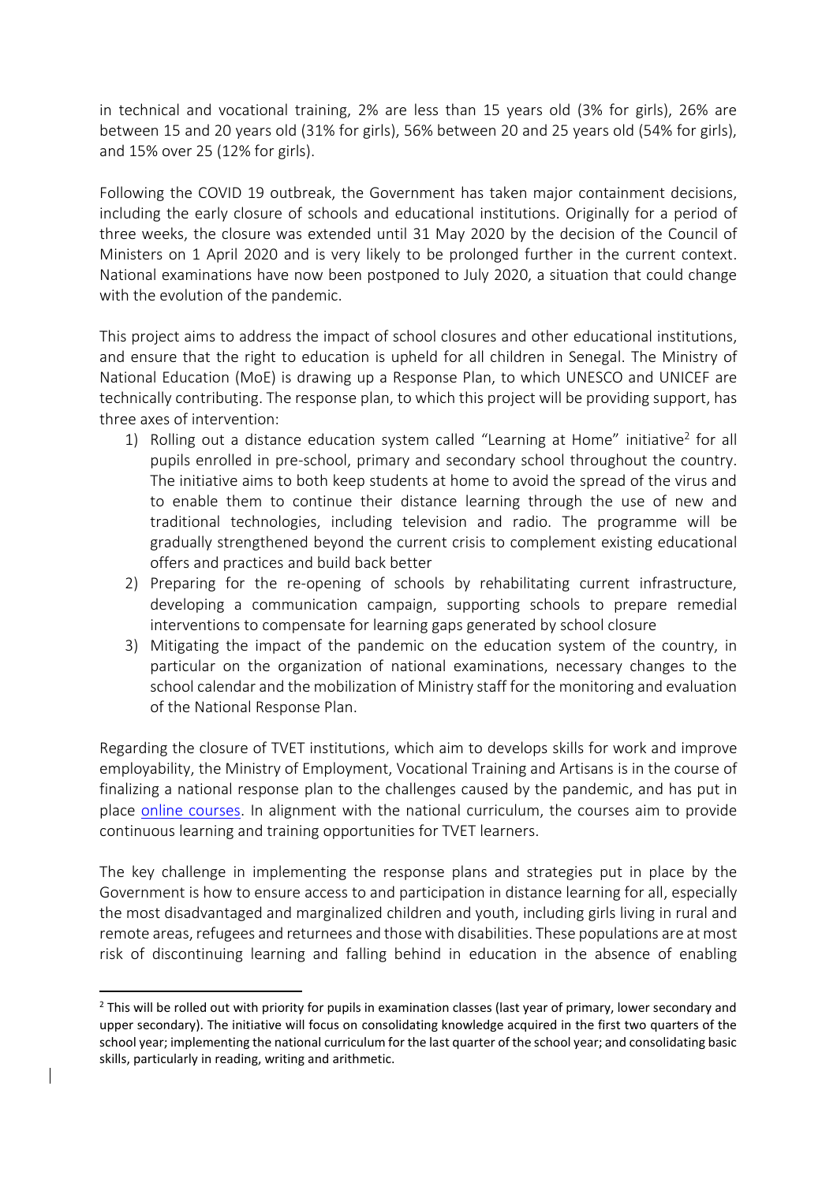in technical and vocational training, 2% are less than 15 years old (3% for girls), 26% are between 15 and 20 years old (31% for girls), 56% between 20 and 25 years old (54% for girls), and 15% over 25 (12% for girls).

Following the COVID 19 outbreak, the Government has taken major containment decisions, including the early closure of schools and educational institutions. Originally for a period of three weeks, the closure was extended until 31 May 2020 by the decision of the Council of Ministers on 1 April 2020 and is very likely to be prolonged further in the current context. National examinations have now been postponed to July 2020, a situation that could change with the evolution of the pandemic.

This project aims to address the impact of school closures and other educational institutions, and ensure that the right to education is upheld for all children in Senegal. The Ministry of National Education (MoE) is drawing up a Response Plan, to which UNESCO and UNICEF are technically contributing. The response plan, to which this project will be providing support, has three axes of intervention:

1) Rolling out a distance education system called "Learning at Home" initiative[2] for all pupils enrolled in pre-school, primary and secondary school throughout the country. The initiative aims to both keep students at home to avoid the spread of the virus and to enable them to continue their distance learning through the use of new and traditional technologies, including television and radio. The programme will be gradually strengthened beyond the current crisis to complement existing educational offers and practices and build back better
2) Preparing for the re-opening of schools by rehabilitating current infrastructure, developing a communication campaign, supporting schools to prepare remedial interventions to compensate for learning gaps generated by school closure
3) Mitigating the impact of the pandemic on the education system of the country, in particular on the organization of national examinations, necessary changes to the school calendar and the mobilization of Ministry staff for the monitoring and evaluation of the National Response Plan.

Regarding the closure of TVET institutions, which aim to develops skills for work and improve employability, the Ministry of Employment, Vocational Training and Artisans is in the course of finalizing a national response plan to the challenges caused by the pandemic, and has put in place online courses. In alignment with the national curriculum, the courses aim to provide continuous learning and training opportunities for TVET learners.

The key challenge in implementing the response plans and strategies put in place by the Government is how to ensure access to and participation in distance learning for all, especially the most disadvantaged and marginalized children and youth, including girls living in rural and remote areas, refugees and returnees and those with disabilities. These populations are at most risk of discontinuing learning and falling behind in education in the absence of enabling

[2] This will be rolled out with priority for pupils in examination classes (last year of primary, lower secondary and upper secondary). The initiative will focus on consolidating knowledge acquired in the first two quarters of the school year; implementing the national curriculum for the last quarter of the school year; and consolidating basic skills, particularly in reading, writing and arithmetic.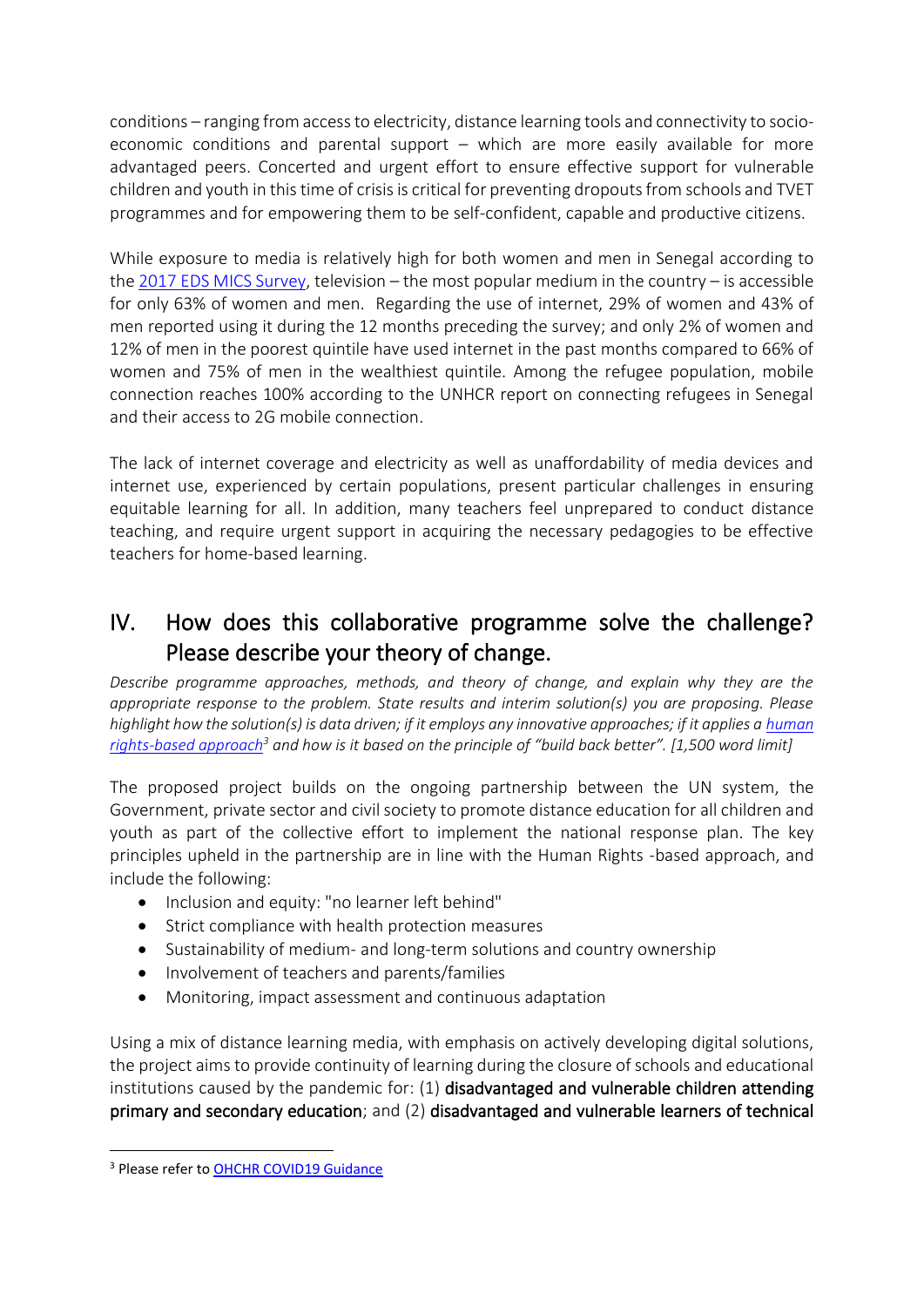conditions – ranging from access to electricity, distance learning tools and connectivity to socio-economic conditions and parental support – which are more easily available for more advantaged peers. Concerted and urgent effort to ensure effective support for vulnerable children and youth in this time of crisis is critical for preventing dropouts from schools and TVET programmes and for empowering them to be self-confident, capable and productive citizens.

While exposure to media is relatively high for both women and men in Senegal according to the [2017 EDS MICS Survey](), television – the most popular medium in the country – is accessible for only 63% of women and men. Regarding the use of internet, 29% of women and 43% of men reported using it during the 12 months preceding the survey; and only 2% of women and 12% of men in the poorest quintile have used internet in the past months compared to 66% of women and 75% of men in the wealthiest quintile. Among the refugee population, mobile connection reaches 100% according to the UNHCR report on connecting refugees in Senegal and their access to 2G mobile connection.

The lack of internet coverage and electricity as well as unaffordability of media devices and internet use, experienced by certain populations, present particular challenges in ensuring equitable learning for all. In addition, many teachers feel unprepared to conduct distance teaching, and require urgent support in acquiring the necessary pedagogies to be effective teachers for home-based learning.

## IV. How does this collaborative programme solve the challenge? Please describe your theory of change.

*Describe programme approaches, methods, and theory of change, and explain why they are the appropriate response to the problem. State results and interim solution(s) you are proposing. Please highlight how the solution(s) is data driven; if it employs any innovative approaches; if it applies a [human rights-based approach]()[3] and how is it based on the principle of "build back better". [1,500 word limit]*

The proposed project builds on the ongoing partnership between the UN system, the Government, private sector and civil society to promote distance education for all children and youth as part of the collective effort to implement the national response plan. The key principles upheld in the partnership are in line with the Human Rights -based approach, and include the following:

- Inclusion and equity: "no learner left behind"
- Strict compliance with health protection measures
- Sustainability of medium- and long-term solutions and country ownership
- Involvement of teachers and parents/families
- Monitoring, impact assessment and continuous adaptation

Using a mix of distance learning media, with emphasis on actively developing digital solutions, the project aims to provide continuity of learning during the closure of schools and educational institutions caused by the pandemic for: (1) **disadvantaged and vulnerable children attending primary and secondary education**; and (2) **disadvantaged and vulnerable learners of technical**

[3] Please refer to [OHCHR COVID19 Guidance]()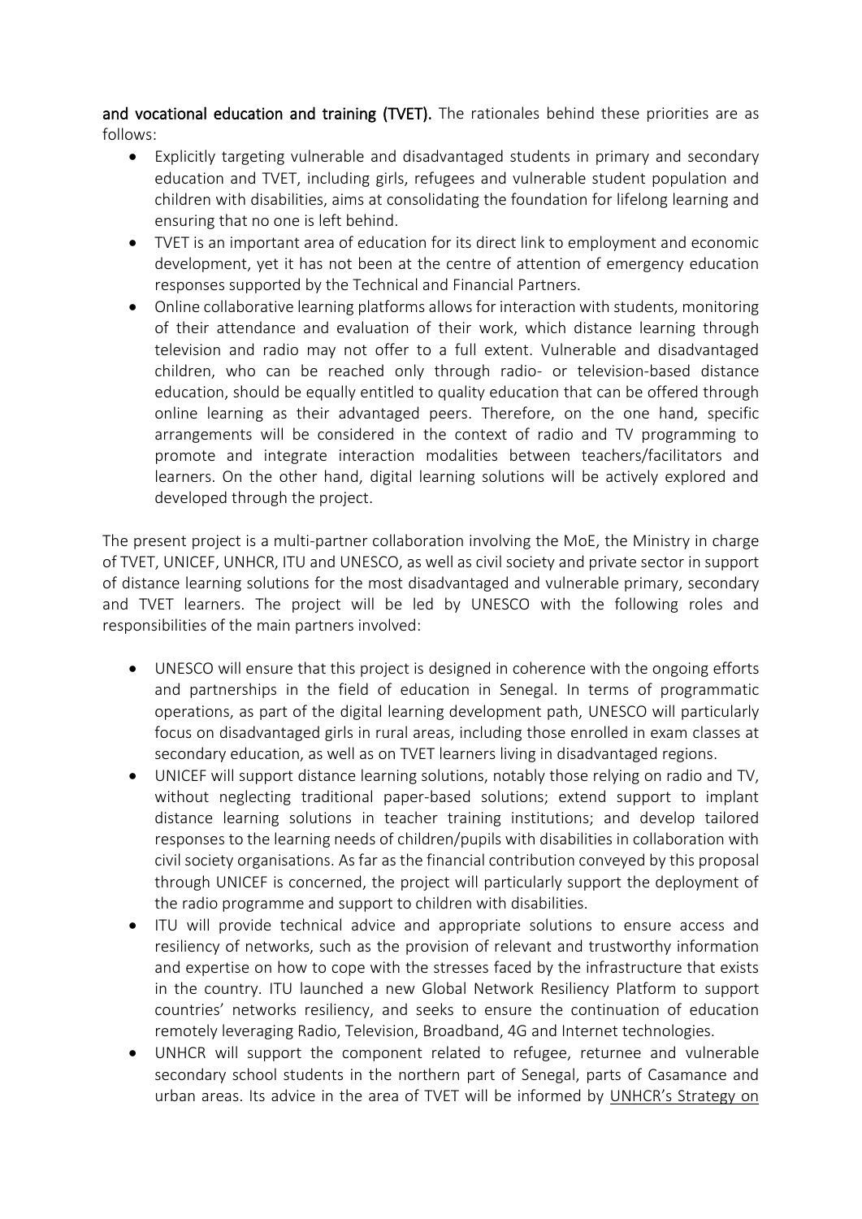**and vocational education and training (TVET).** The rationales behind these priorities are as follows:

- Explicitly targeting vulnerable and disadvantaged students in primary and secondary education and TVET, including girls, refugees and vulnerable student population and children with disabilities, aims at consolidating the foundation for lifelong learning and ensuring that no one is left behind.
- TVET is an important area of education for its direct link to employment and economic development, yet it has not been at the centre of attention of emergency education responses supported by the Technical and Financial Partners.
- Online collaborative learning platforms allows for interaction with students, monitoring of their attendance and evaluation of their work, which distance learning through television and radio may not offer to a full extent. Vulnerable and disadvantaged children, who can be reached only through radio- or television-based distance education, should be equally entitled to quality education that can be offered through online learning as their advantaged peers. Therefore, on the one hand, specific arrangements will be considered in the context of radio and TV programming to promote and integrate interaction modalities between teachers/facilitators and learners. On the other hand, digital learning solutions will be actively explored and developed through the project.

The present project is a multi-partner collaboration involving the MoE, the Ministry in charge of TVET, UNICEF, UNHCR, ITU and UNESCO, as well as civil society and private sector in support of distance learning solutions for the most disadvantaged and vulnerable primary, secondary and TVET learners. The project will be led by UNESCO with the following roles and responsibilities of the main partners involved:

- UNESCO will ensure that this project is designed in coherence with the ongoing efforts and partnerships in the field of education in Senegal. In terms of programmatic operations, as part of the digital learning development path, UNESCO will particularly focus on disadvantaged girls in rural areas, including those enrolled in exam classes at secondary education, as well as on TVET learners living in disadvantaged regions.
- UNICEF will support distance learning solutions, notably those relying on radio and TV, without neglecting traditional paper-based solutions; extend support to implant distance learning solutions in teacher training institutions; and develop tailored responses to the learning needs of children/pupils with disabilities in collaboration with civil society organisations. As far as the financial contribution conveyed by this proposal through UNICEF is concerned, the project will particularly support the deployment of the radio programme and support to children with disabilities.
- ITU will provide technical advice and appropriate solutions to ensure access and resiliency of networks, such as the provision of relevant and trustworthy information and expertise on how to cope with the stresses faced by the infrastructure that exists in the country. ITU launched a new Global Network Resiliency Platform to support countries' networks resiliency, and seeks to ensure the continuation of education remotely leveraging Radio, Television, Broadband, 4G and Internet technologies.
- UNHCR will support the component related to refugee, returnee and vulnerable secondary school students in the northern part of Senegal, parts of Casamance and urban areas. Its advice in the area of TVET will be informed by UNHCR's Strategy on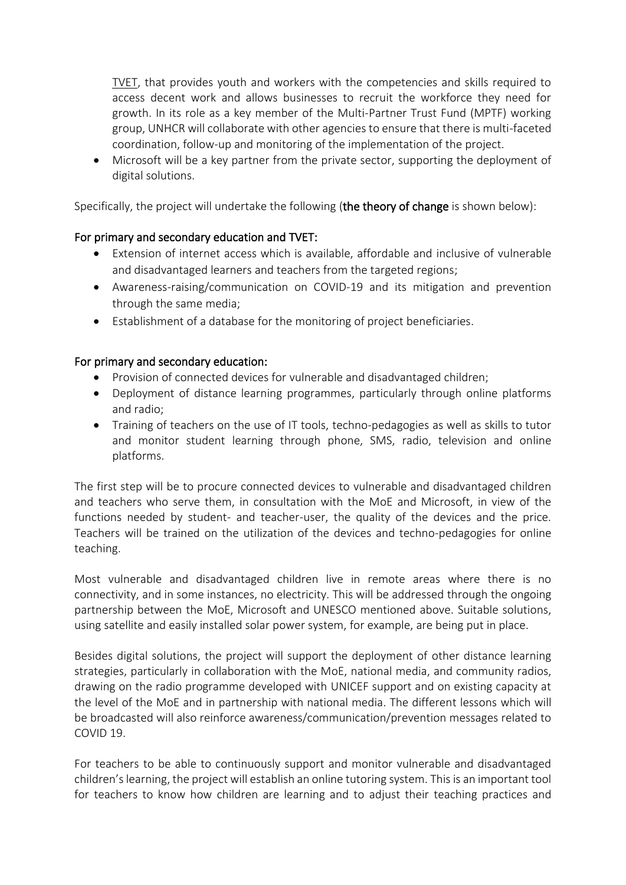TVET, that provides youth and workers with the competencies and skills required to access decent work and allows businesses to recruit the workforce they need for growth. In its role as a key member of the Multi-Partner Trust Fund (MPTF) working group, UNHCR will collaborate with other agencies to ensure that there is multi-faceted coordination, follow-up and monitoring of the implementation of the project.

- Microsoft will be a key partner from the private sector, supporting the deployment of digital solutions.

Specifically, the project will undertake the following (**the theory of change** is shown below):

**For primary and secondary education and TVET:**

- Extension of internet access which is available, affordable and inclusive of vulnerable and disadvantaged learners and teachers from the targeted regions;
- Awareness-raising/communication on COVID-19 and its mitigation and prevention through the same media;
- Establishment of a database for the monitoring of project beneficiaries.

**For primary and secondary education:**

- Provision of connected devices for vulnerable and disadvantaged children;
- Deployment of distance learning programmes, particularly through online platforms and radio;
- Training of teachers on the use of IT tools, techno-pedagogies as well as skills to tutor and monitor student learning through phone, SMS, radio, television and online platforms.

The first step will be to procure connected devices to vulnerable and disadvantaged children and teachers who serve them, in consultation with the MoE and Microsoft, in view of the functions needed by student- and teacher-user, the quality of the devices and the price. Teachers will be trained on the utilization of the devices and techno-pedagogies for online teaching.

Most vulnerable and disadvantaged children live in remote areas where there is no connectivity, and in some instances, no electricity. This will be addressed through the ongoing partnership between the MoE, Microsoft and UNESCO mentioned above. Suitable solutions, using satellite and easily installed solar power system, for example, are being put in place.

Besides digital solutions, the project will support the deployment of other distance learning strategies, particularly in collaboration with the MoE, national media, and community radios, drawing on the radio programme developed with UNICEF support and on existing capacity at the level of the MoE and in partnership with national media. The different lessons which will be broadcasted will also reinforce awareness/communication/prevention messages related to COVID 19.

For teachers to be able to continuously support and monitor vulnerable and disadvantaged children's learning, the project will establish an online tutoring system. This is an important tool for teachers to know how children are learning and to adjust their teaching practices and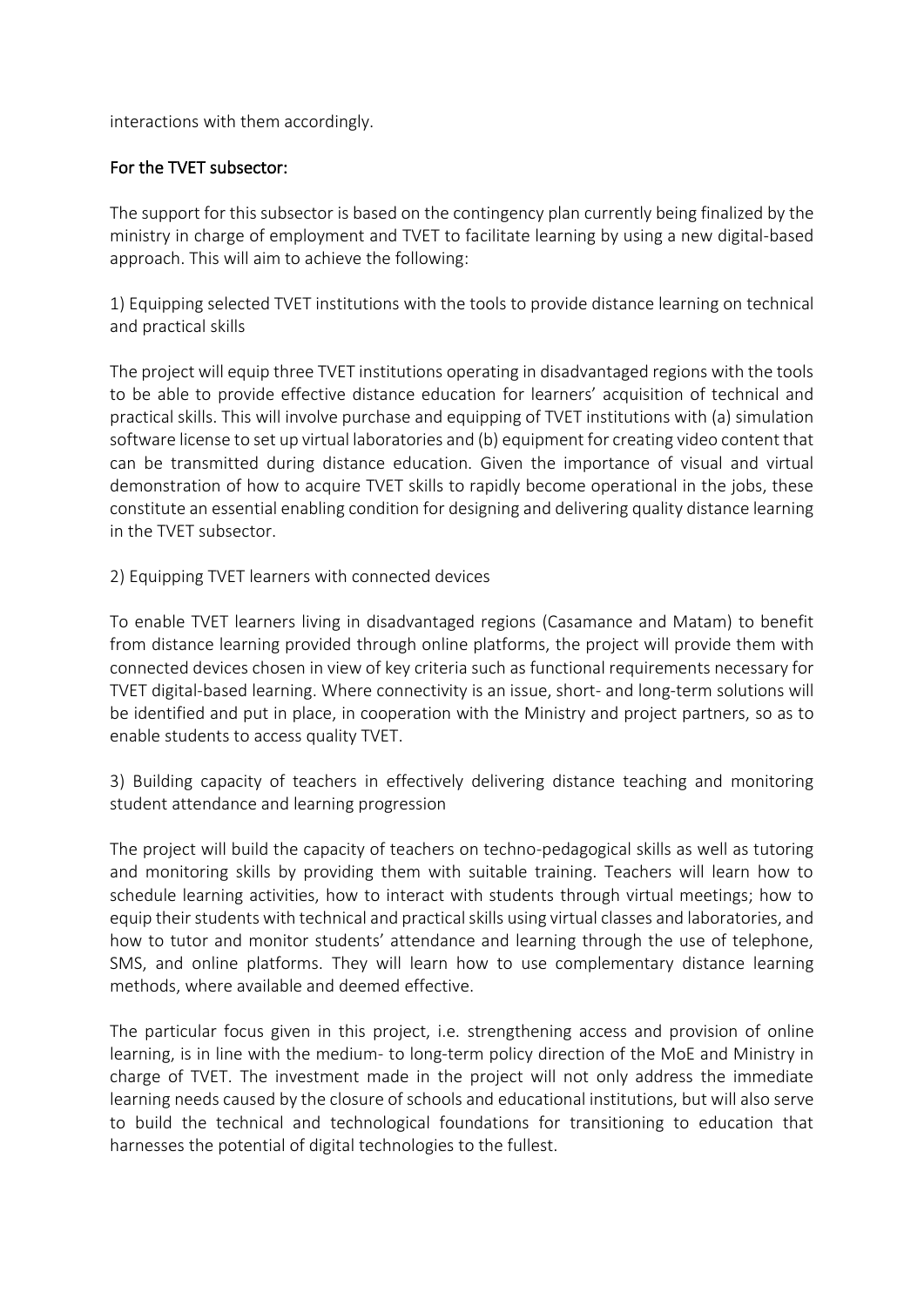interactions with them accordingly.

## For the TVET subsector:

The support for this subsector is based on the contingency plan currently being finalized by the ministry in charge of employment and TVET to facilitate learning by using a new digital-based approach. This will aim to achieve the following:

1) Equipping selected TVET institutions with the tools to provide distance learning on technical and practical skills

The project will equip three TVET institutions operating in disadvantaged regions with the tools to be able to provide effective distance education for learners' acquisition of technical and practical skills. This will involve purchase and equipping of TVET institutions with (a) simulation software license to set up virtual laboratories and (b) equipment for creating video content that can be transmitted during distance education. Given the importance of visual and virtual demonstration of how to acquire TVET skills to rapidly become operational in the jobs, these constitute an essential enabling condition for designing and delivering quality distance learning in the TVET subsector.

2) Equipping TVET learners with connected devices

To enable TVET learners living in disadvantaged regions (Casamance and Matam) to benefit from distance learning provided through online platforms, the project will provide them with connected devices chosen in view of key criteria such as functional requirements necessary for TVET digital-based learning. Where connectivity is an issue, short- and long-term solutions will be identified and put in place, in cooperation with the Ministry and project partners, so as to enable students to access quality TVET.

3) Building capacity of teachers in effectively delivering distance teaching and monitoring student attendance and learning progression

The project will build the capacity of teachers on techno-pedagogical skills as well as tutoring and monitoring skills by providing them with suitable training. Teachers will learn how to schedule learning activities, how to interact with students through virtual meetings; how to equip their students with technical and practical skills using virtual classes and laboratories, and how to tutor and monitor students' attendance and learning through the use of telephone, SMS, and online platforms. They will learn how to use complementary distance learning methods, where available and deemed effective.

The particular focus given in this project, i.e. strengthening access and provision of online learning, is in line with the medium- to long-term policy direction of the MoE and Ministry in charge of TVET. The investment made in the project will not only address the immediate learning needs caused by the closure of schools and educational institutions, but will also serve to build the technical and technological foundations for transitioning to education that harnesses the potential of digital technologies to the fullest.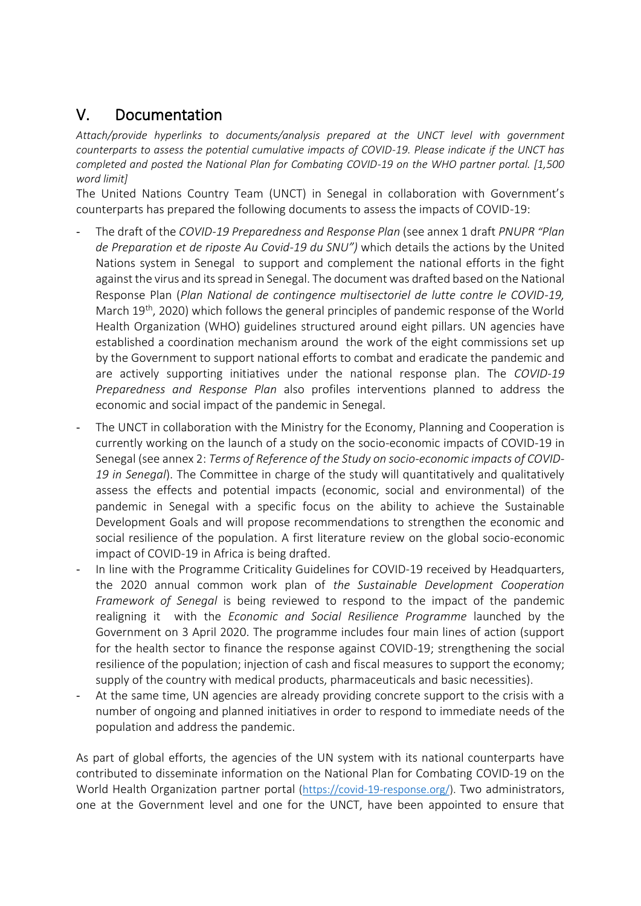## V. Documentation

*Attach/provide hyperlinks to documents/analysis prepared at the UNCT level with government counterparts to assess the potential cumulative impacts of COVID-19. Please indicate if the UNCT has completed and posted the National Plan for Combating COVID-19 on the WHO partner portal. [1,500 word limit]*

The United Nations Country Team (UNCT) in Senegal in collaboration with Government's counterparts has prepared the following documents to assess the impacts of COVID-19:

- The draft of the *COVID-19 Preparedness and Response Plan* (see annex 1 draft *PNUPR "Plan de Preparation et de riposte Au Covid-19 du SNU")* which details the actions by the United Nations system in Senegal to support and complement the national efforts in the fight against the virus and its spread in Senegal. The document was drafted based on the National Response Plan (*Plan National de contingence multisectoriel de lutte contre le COVID-19,* March 19th, 2020) which follows the general principles of pandemic response of the World Health Organization (WHO) guidelines structured around eight pillars. UN agencies have established a coordination mechanism around the work of the eight commissions set up by the Government to support national efforts to combat and eradicate the pandemic and are actively supporting initiatives under the national response plan. The *COVID-19 Preparedness and Response Plan* also profiles interventions planned to address the economic and social impact of the pandemic in Senegal.
- The UNCT in collaboration with the Ministry for the Economy, Planning and Cooperation is currently working on the launch of a study on the socio-economic impacts of COVID-19 in Senegal (see annex 2: *Terms of Reference of the Study on socio-economic impacts of COVID-19 in Senegal*). The Committee in charge of the study will quantitatively and qualitatively assess the effects and potential impacts (economic, social and environmental) of the pandemic in Senegal with a specific focus on the ability to achieve the Sustainable Development Goals and will propose recommendations to strengthen the economic and social resilience of the population. A first literature review on the global socio-economic impact of COVID-19 in Africa is being drafted.
- In line with the Programme Criticality Guidelines for COVID-19 received by Headquarters, the 2020 annual common work plan of *the Sustainable Development Cooperation Framework of Senegal* is being reviewed to respond to the impact of the pandemic realigning it with the *Economic and Social Resilience Programme* launched by the Government on 3 April 2020. The programme includes four main lines of action (support for the health sector to finance the response against COVID-19; strengthening the social resilience of the population; injection of cash and fiscal measures to support the economy; supply of the country with medical products, pharmaceuticals and basic necessities).
- At the same time, UN agencies are already providing concrete support to the crisis with a number of ongoing and planned initiatives in order to respond to immediate needs of the population and address the pandemic.

As part of global efforts, the agencies of the UN system with its national counterparts have contributed to disseminate information on the National Plan for Combating COVID-19 on the World Health Organization partner portal (https://covid-19-response.org/). Two administrators, one at the Government level and one for the UNCT, have been appointed to ensure that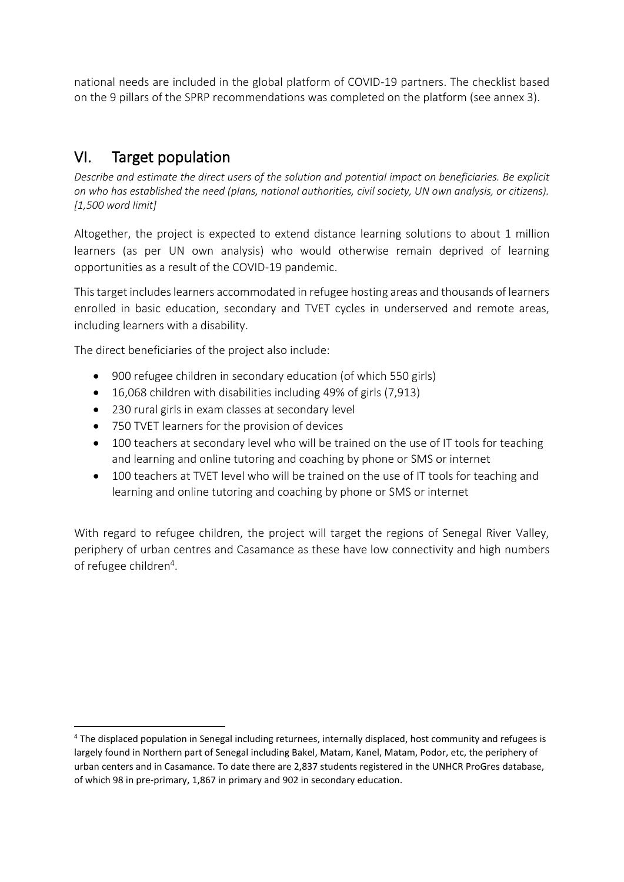national needs are included in the global platform of COVID-19 partners. The checklist based on the 9 pillars of the SPRP recommendations was completed on the platform (see annex 3).

## VI. Target population

*Describe and estimate the direct users of the solution and potential impact on beneficiaries. Be explicit on who has established the need (plans, national authorities, civil society, UN own analysis, or citizens). [1,500 word limit]*

Altogether, the project is expected to extend distance learning solutions to about 1 million learners (as per UN own analysis) who would otherwise remain deprived of learning opportunities as a result of the COVID-19 pandemic.

This target includes learners accommodated in refugee hosting areas and thousands of learners enrolled in basic education, secondary and TVET cycles in underserved and remote areas, including learners with a disability.

The direct beneficiaries of the project also include:

- 900 refugee children in secondary education (of which 550 girls)
- 16,068 children with disabilities including 49% of girls (7,913)
- 230 rural girls in exam classes at secondary level
- 750 TVET learners for the provision of devices
- 100 teachers at secondary level who will be trained on the use of IT tools for teaching and learning and online tutoring and coaching by phone or SMS or internet
- 100 teachers at TVET level who will be trained on the use of IT tools for teaching and learning and online tutoring and coaching by phone or SMS or internet

With regard to refugee children, the project will target the regions of Senegal River Valley, periphery of urban centres and Casamance as these have low connectivity and high numbers of refugee children[4].

[4] The displaced population in Senegal including returnees, internally displaced, host community and refugees is largely found in Northern part of Senegal including Bakel, Matam, Kanel, Matam, Podor, etc, the periphery of urban centers and in Casamance. To date there are 2,837 students registered in the UNHCR ProGres database, of which 98 in pre-primary, 1,867 in primary and 902 in secondary education.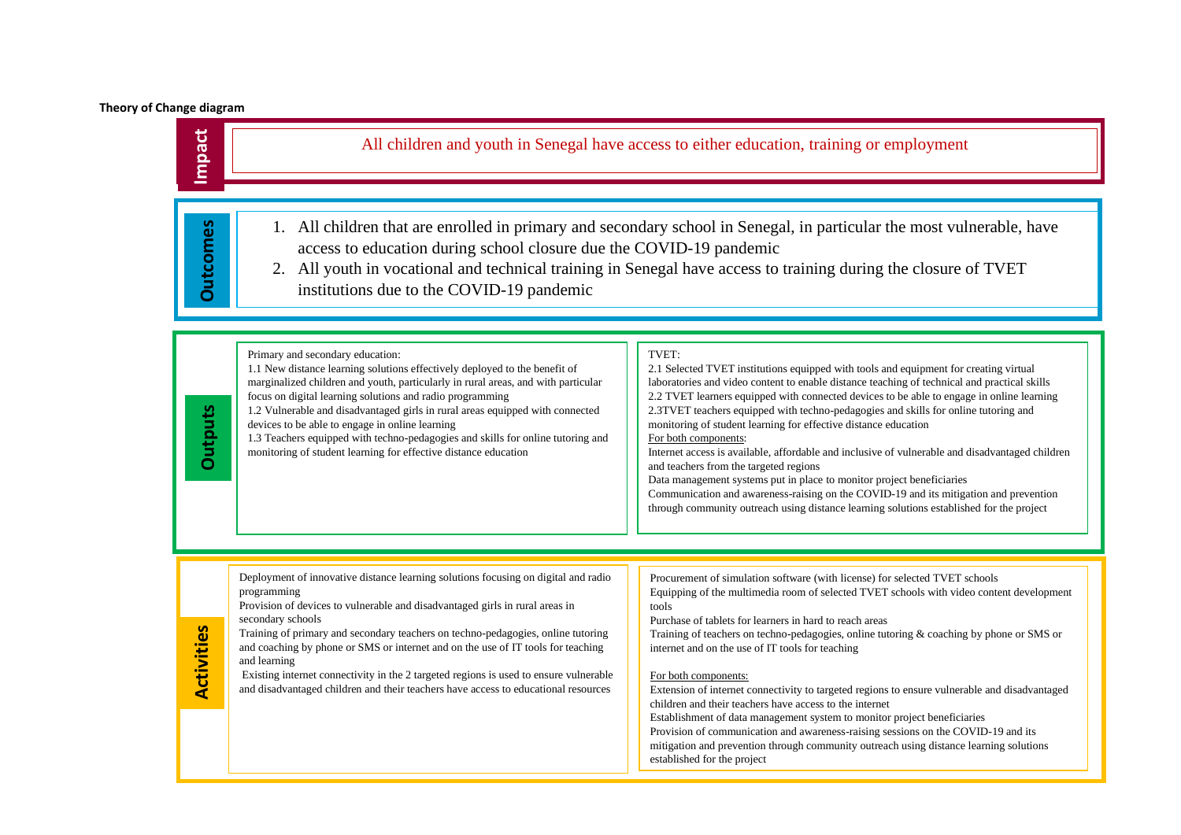**Theory of Change diagram**

## Impact

All children and youth in Senegal have access to either education, training or employment

## Outcomes

1. All children that are enrolled in primary and secondary school in Senegal, in particular the most vulnerable, have access to education during school closure due the COVID-19 pandemic
2. All youth in vocational and technical training in Senegal have access to training during the closure of TVET institutions due to the COVID-19 pandemic

## Outputs

| Primary and secondary education | TVET |
|---|---|
| Primary and secondary education:<br>1.1 New distance learning solutions effectively deployed to the benefit of marginalized children and youth, particularly in rural areas, and with particular focus on digital learning solutions and radio programming<br>1.2 Vulnerable and disadvantaged girls in rural areas equipped with connected devices to be able to engage in online learning<br>1.3 Teachers equipped with techno-pedagogies and skills for online tutoring and monitoring of student learning for effective distance education | TVET:<br>2.1 Selected TVET institutions equipped with tools and equipment for creating virtual laboratories and video content to enable distance teaching of technical and practical skills<br>2.2 TVET learners equipped with connected devices to be able to engage in online learning<br>2.3TVET teachers equipped with techno-pedagogies and skills for online tutoring and monitoring of student learning for effective distance education<br>For both components:<br>Internet access is available, affordable and inclusive of vulnerable and disadvantaged children and teachers from the targeted regions<br>Data management systems put in place to monitor project beneficiaries<br>Communication and awareness-raising on the COVID-19 and its mitigation and prevention through community outreach using distance learning solutions established for the project |

## Activities

| Primary and secondary education | TVET |
|---|---|
| Deployment of innovative distance learning solutions focusing on digital and radio programming<br>Provision of devices to vulnerable and disadvantaged girls in rural areas in secondary schools<br>Training of primary and secondary teachers on techno-pedagogies, online tutoring and coaching by phone or SMS or internet and on the use of IT tools for teaching and learning<br>Existing internet connectivity in the 2 targeted regions is used to ensure vulnerable and disadvantaged children and their teachers have access to educational resources | Procurement of simulation software (with license) for selected TVET schools<br>Equipping of the multimedia room of selected TVET schools with video content development tools<br>Purchase of tablets for learners in hard to reach areas<br>Training of teachers on techno-pedagogies, online tutoring & coaching by phone or SMS or internet and on the use of IT tools for teaching<br>For both components:<br>Extension of internet connectivity to targeted regions to ensure vulnerable and disadvantaged children and their teachers have access to the internet<br>Establishment of data management system to monitor project beneficiaries<br>Provision of communication and awareness-raising sessions on the COVID-19 and its mitigation and prevention through community outreach using distance learning solutions established for the project |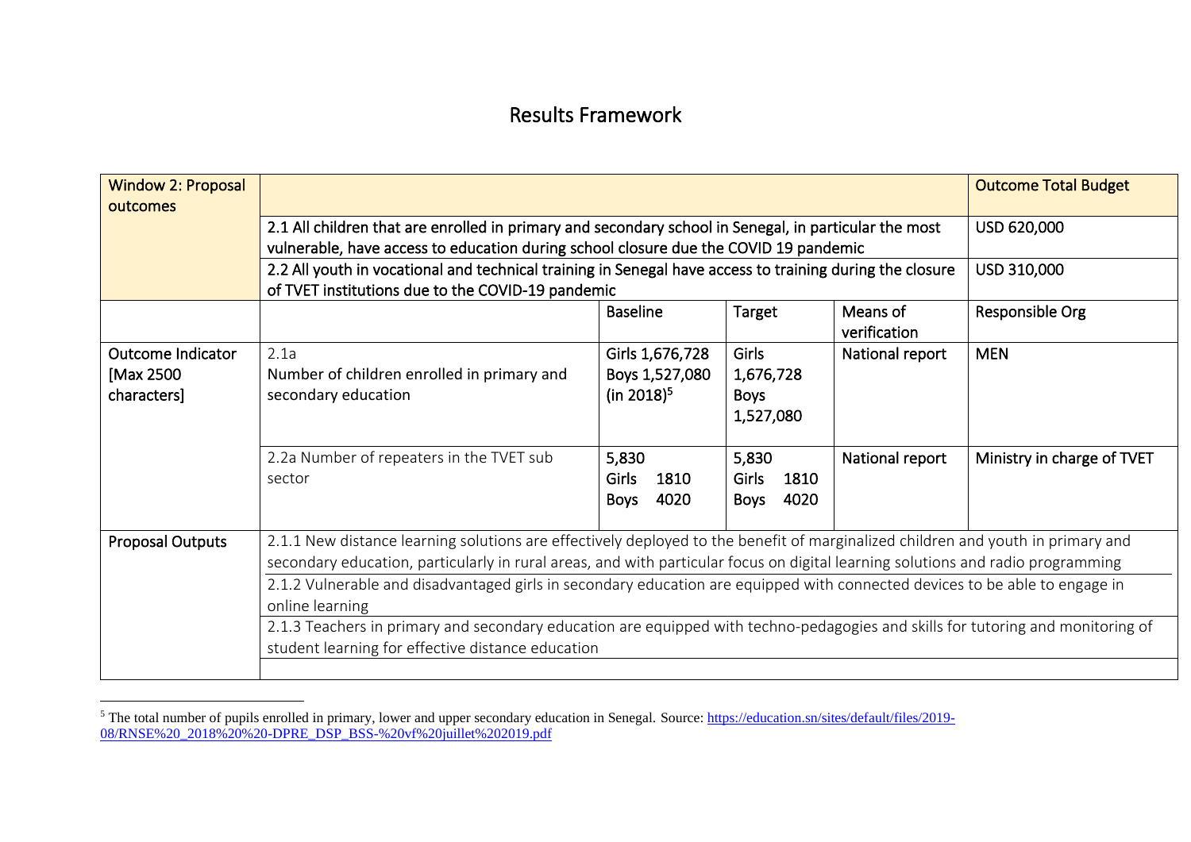# Results Framework

| Window 2: Proposal outcomes | | | | | Outcome Total Budget |
|---|---|---|---|---|---|
| | 2.1 All children that are enrolled in primary and secondary school in Senegal, in particular the most vulnerable, have access to education during school closure due the COVID 19 pandemic | | | | USD 620,000 |
| | 2.2 All youth in vocational and technical training in Senegal have access to training during the closure of TVET institutions due to the COVID-19 pandemic | | | | USD 310,000 |
| | | Baseline | Target | Means of verification | Responsible Org |
| Outcome Indicator [Max 2500 characters] | 2.1a Number of children enrolled in primary and secondary education | Girls 1,676,728 Boys 1,527,080 (in 2018)[5] | Girls 1,676,728 Boys 1,527,080 | National report | MEN |
| | 2.2a Number of repeaters in the TVET sub sector | 5,830 Girls 1810 Boys 4020 | 5,830 Girls 1810 Boys 4020 | National report | Ministry in charge of TVET |
| Proposal Outputs | 2.1.1 New distance learning solutions are effectively deployed to the benefit of marginalized children and youth in primary and secondary education, particularly in rural areas, and with particular focus on digital learning solutions and radio programming | | | | |
| | 2.1.2 Vulnerable and disadvantaged girls in secondary education are equipped with connected devices to be able to engage in online learning | | | | |
| | 2.1.3 Teachers in primary and secondary education are equipped with techno-pedagogies and skills for tutoring and monitoring of student learning for effective distance education | | | | |
| | | | | | |

[5] The total number of pupils enrolled in primary, lower and upper secondary education in Senegal. Source: https://education.sn/sites/default/files/2019-08/RNSE%20_2018%20%20-DPRE_DSP_BSS-%20vf%20juillet%202019.pdf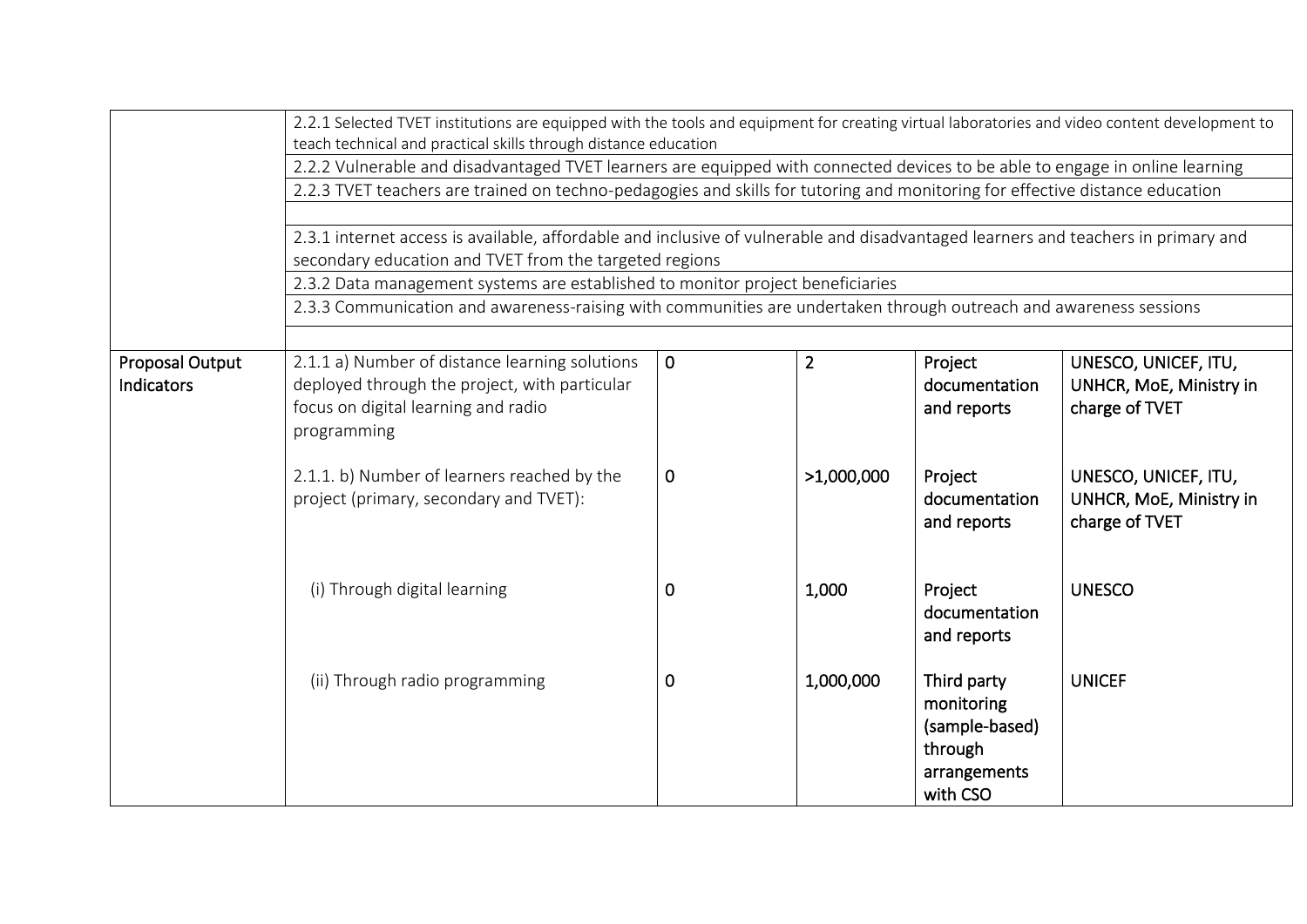| | | | | | |
|---|---|---|---|---|---|
| | 2.2.1 Selected TVET institutions are equipped with the tools and equipment for creating virtual laboratories and video content development to teach technical and practical skills through distance education | | | | |
| | 2.2.2 Vulnerable and disadvantaged TVET learners are equipped with connected devices to be able to engage in online learning | | | | |
| | 2.2.3 TVET teachers are trained on techno-pedagogies and skills for tutoring and monitoring for effective distance education | | | | |
| | | | | | |
| | 2.3.1 internet access is available, affordable and inclusive of vulnerable and disadvantaged learners and teachers in primary and secondary education and TVET from the targeted regions | | | | |
| | 2.3.2 Data management systems are established to monitor project beneficiaries | | | | |
| | 2.3.3 Communication and awareness-raising with communities are undertaken through outreach and awareness sessions | | | | |
| | | | | | |
| Proposal Output Indicators | 2.1.1 a) Number of distance learning solutions deployed through the project, with particular focus on digital learning and radio programming | 0 | 2 | Project documentation and reports | UNESCO, UNICEF, ITU, UNHCR, MoE, Ministry in charge of TVET |
| | 2.1.1. b) Number of learners reached by the project (primary, secondary and TVET): | 0 | >1,000,000 | Project documentation and reports | UNESCO, UNICEF, ITU, UNHCR, MoE, Ministry in charge of TVET |
| | (i) Through digital learning | 0 | 1,000 | Project documentation and reports | UNESCO |
| | (ii) Through radio programming | 0 | 1,000,000 | Third party monitoring (sample-based) through arrangements with CSO | UNICEF |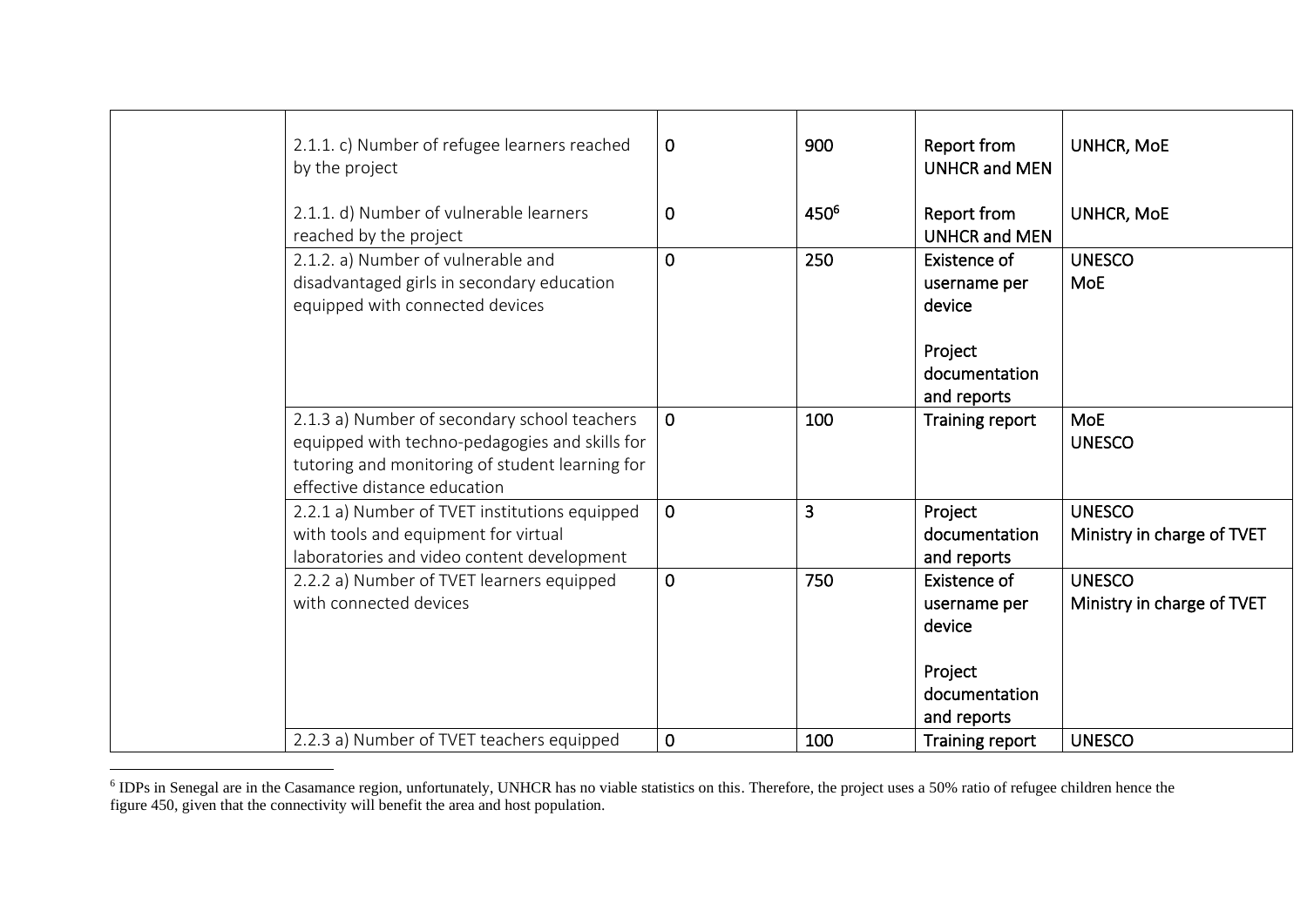| | | | | | |
|---|---|---|---|---|---|
| | 2.1.1. c) Number of refugee learners reached by the project<br><br>2.1.1. d) Number of vulnerable learners reached by the project | 0<br><br>0 | 900<br><br>450[6] | Report from UNHCR and MEN<br><br>Report from UNHCR and MEN | UNHCR, MoE<br><br>UNHCR, MoE |
| | 2.1.2. a) Number of vulnerable and disadvantaged girls in secondary education equipped with connected devices | 0 | 250 | Existence of username per device<br><br>Project documentation and reports | UNESCO<br>MoE |
| | 2.1.3 a) Number of secondary school teachers equipped with techno-pedagogies and skills for tutoring and monitoring of student learning for effective distance education | 0 | 100 | Training report | MoE<br>UNESCO |
| | 2.2.1 a) Number of TVET institutions equipped with tools and equipment for virtual laboratories and video content development | 0 | 3 | Project documentation and reports | UNESCO<br>Ministry in charge of TVET |
| | 2.2.2 a) Number of TVET learners equipped with connected devices | 0 | 750 | Existence of username per device<br><br>Project documentation and reports | UNESCO<br>Ministry in charge of TVET |
| | 2.2.3 a) Number of TVET teachers equipped | 0 | 100 | Training report | UNESCO |

[6] IDPs in Senegal are in the Casamance region, unfortunately, UNHCR has no viable statistics on this. Therefore, the project uses a 50% ratio of refugee children hence the figure 450, given that the connectivity will benefit the area and host population.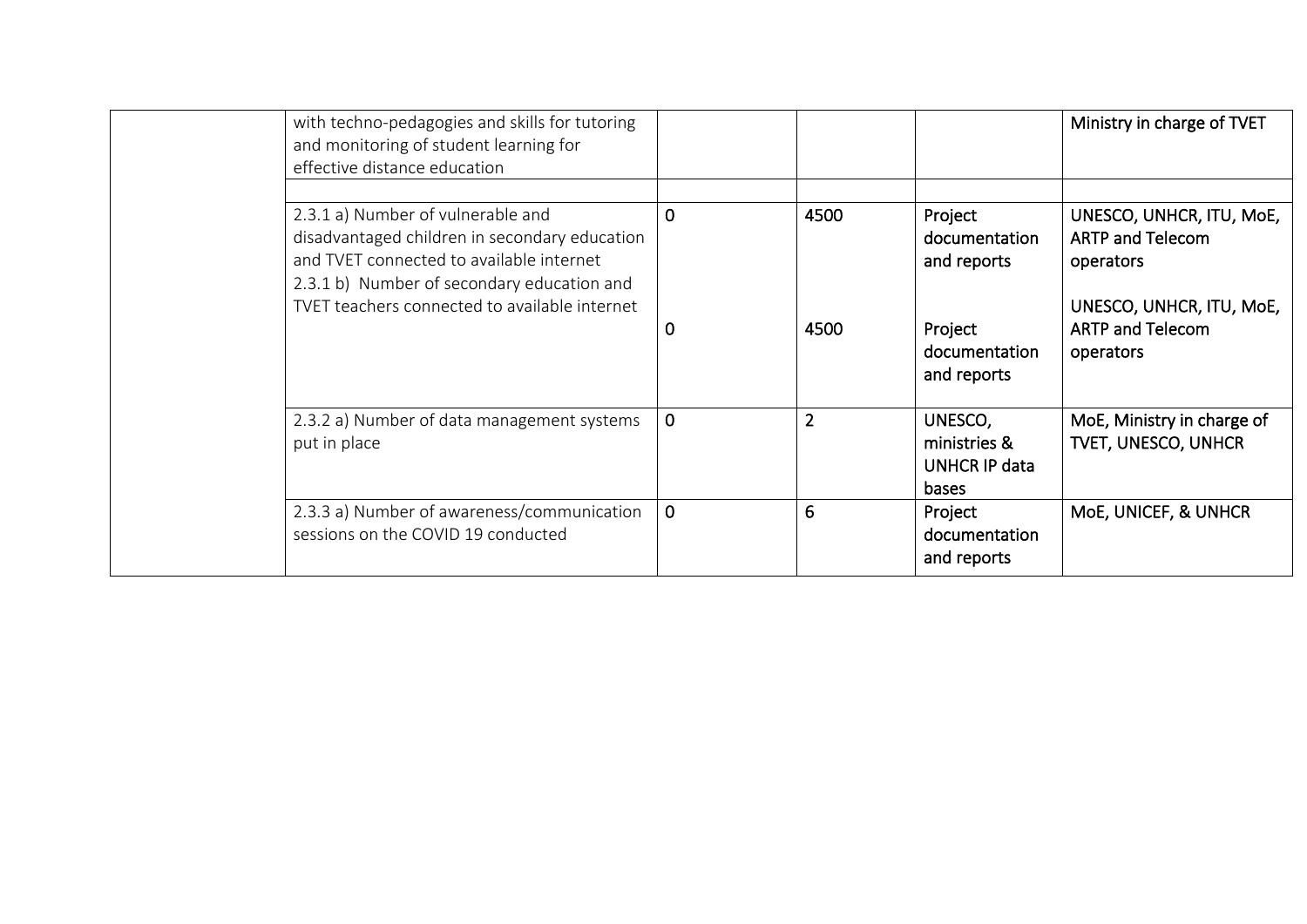|  |  |  |  |  |  |
|---|---|---|---|---|---|
|  | with techno-pedagogies and skills for tutoring and monitoring of student learning for effective distance education |  |  |  | Ministry in charge of TVET |
|  |  |  |  |  |  |
|  | 2.3.1 a) Number of vulnerable and disadvantaged children in secondary education and TVET connected to available internet<br>2.3.1 b) Number of secondary education and TVET teachers connected to available internet | 0<br><br>0 | 4500<br><br>4500 | Project documentation and reports<br><br>Project documentation and reports | UNESCO, UNHCR, ITU, MoE, ARTP and Telecom operators<br><br>UNESCO, UNHCR, ITU, MoE, ARTP and Telecom operators |
|  | 2.3.2 a) Number of data management systems put in place | 0 | 2 | UNESCO, ministries & UNHCR IP data bases | MoE, Ministry in charge of TVET, UNESCO, UNHCR |
|  | 2.3.3 a) Number of awareness/communication sessions on the COVID 19 conducted | 0 | 6 | Project documentation and reports | MoE, UNICEF, & UNHCR |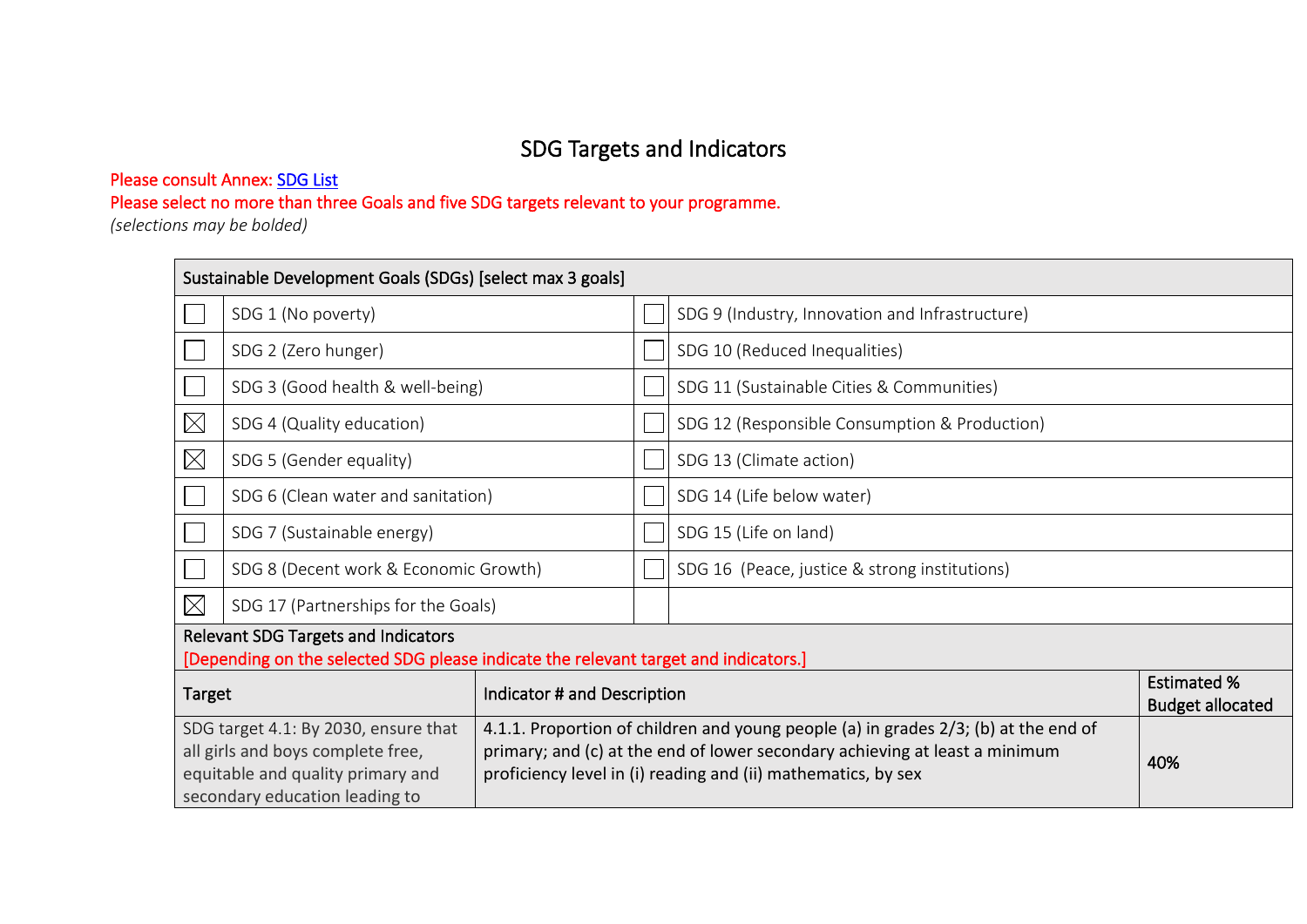## SDG Targets and Indicators

Please consult Annex: SDG List

Please select no more than three Goals and five SDG targets relevant to your programme.

*(selections may be bolded)*

| Sustainable Development Goals (SDGs) [select max 3 goals] | | | |
|---|---|---|---|
| ☐ | SDG 1 (No poverty) | ☐ | SDG 9 (Industry, Innovation and Infrastructure) |
| ☐ | SDG 2 (Zero hunger) | ☐ | SDG 10 (Reduced Inequalities) |
| ☐ | SDG 3 (Good health & well-being) | ☐ | SDG 11 (Sustainable Cities & Communities) |
| ☒ | SDG 4 (Quality education) | ☐ | SDG 12 (Responsible Consumption & Production) |
| ☒ | SDG 5 (Gender equality) | ☐ | SDG 13 (Climate action) |
| ☐ | SDG 6 (Clean water and sanitation) | ☐ | SDG 14 (Life below water) |
| ☐ | SDG 7 (Sustainable energy) | ☐ | SDG 15 (Life on land) |
| ☐ | SDG 8 (Decent work & Economic Growth) | ☐ | SDG 16 (Peace, justice & strong institutions) |
| ☒ | SDG 17 (Partnerships for the Goals) | | |

| Relevant SDG Targets and Indicators<br>[Depending on the selected SDG please indicate the relevant target and indicators.] | | |
|---|---|---|
| **Target** | **Indicator # and Description** | **Estimated % Budget allocated** |
| SDG target 4.1: By 2030, ensure that all girls and boys complete free, equitable and quality primary and secondary education leading to | 4.1.1. Proportion of children and young people (a) in grades 2/3; (b) at the end of primary; and (c) at the end of lower secondary achieving at least a minimum proficiency level in (i) reading and (ii) mathematics, by sex | 40% |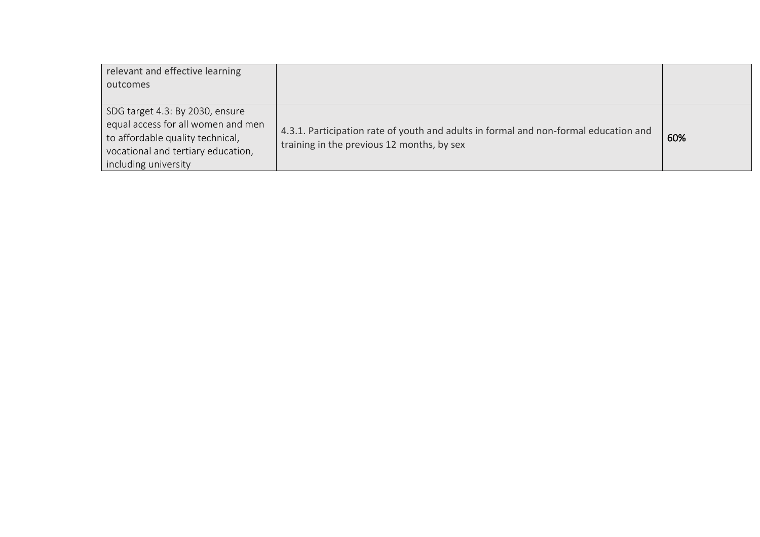| | | |
|---|---|---|
| relevant and effective learning outcomes | | |
| SDG target 4.3: By 2030, ensure equal access for all women and men to affordable quality technical, vocational and tertiary education, including university | 4.3.1. Participation rate of youth and adults in formal and non-formal education and training in the previous 12 months, by sex | 60% |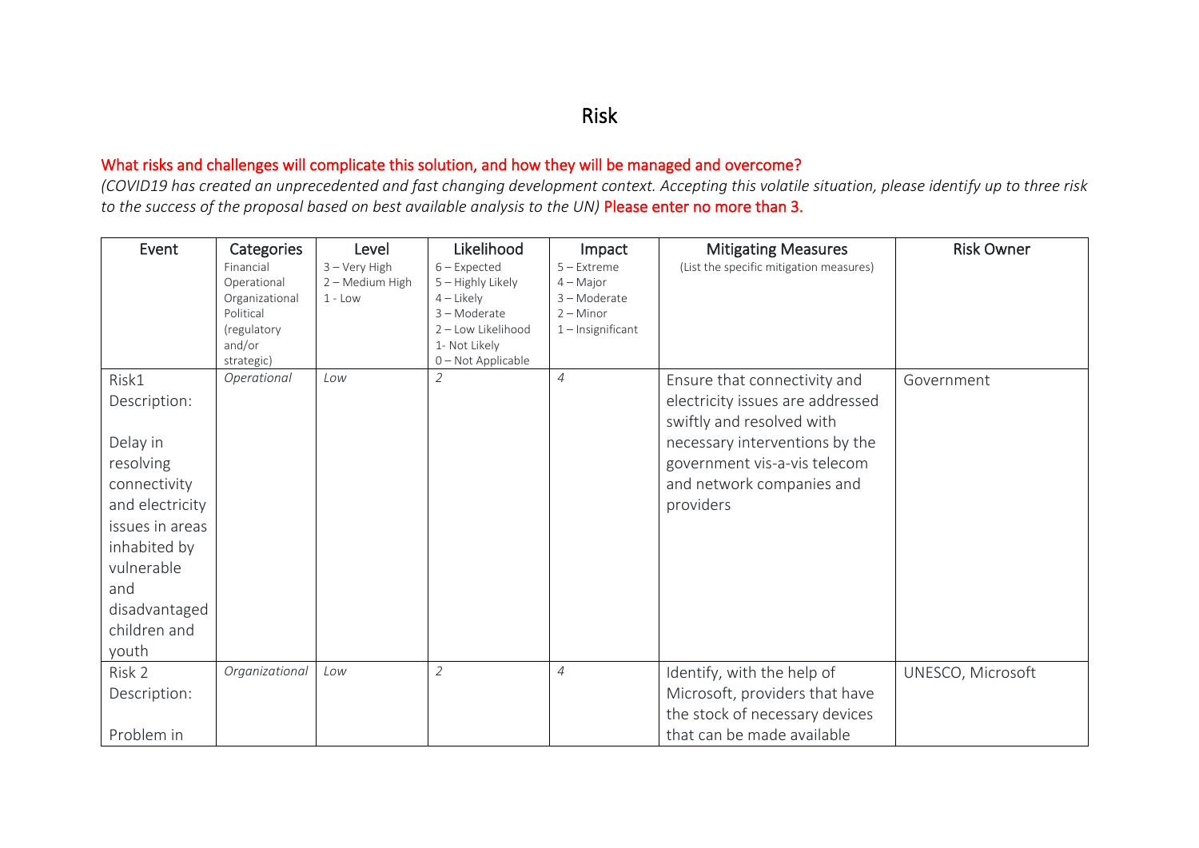# Risk

**What risks and challenges will complicate this solution, and how they will be managed and overcome?**

*(COVID19 has created an unprecedented and fast changing development context. Accepting this volatile situation, please identify up to three risk to the success of the proposal based on best available analysis to the UN)* **Please enter no more than 3.**

| Event | Categories<br>Financial<br>Operational<br>Organizational<br>Political<br>(regulatory and/or strategic) | Level<br>3 – Very High<br>2 – Medium High<br>1 - Low | Likelihood<br>6 – Expected<br>5 – Highly Likely<br>4 – Likely<br>3 – Moderate<br>2 – Low Likelihood<br>1- Not Likely<br>0 – Not Applicable | Impact<br>5 – Extreme<br>4 – Major<br>3 – Moderate<br>2 – Minor<br>1 – Insignificant | Mitigating Measures<br>(List the specific mitigation measures) | Risk Owner |
|---|---|---|---|---|---|---|
| Risk1<br>Description:<br><br>Delay in resolving connectivity and electricity issues in areas inhabited by vulnerable and disadvantaged children and youth | *Operational* | *Low* | *2* | *4* | Ensure that connectivity and electricity issues are addressed swiftly and resolved with necessary interventions by the government vis-a-vis telecom and network companies and providers | Government |
| Risk 2<br>Description:<br><br>Problem in | *Organizational* | *Low* | *2* | *4* | Identify, with the help of Microsoft, providers that have the stock of necessary devices that can be made available | UNESCO, Microsoft |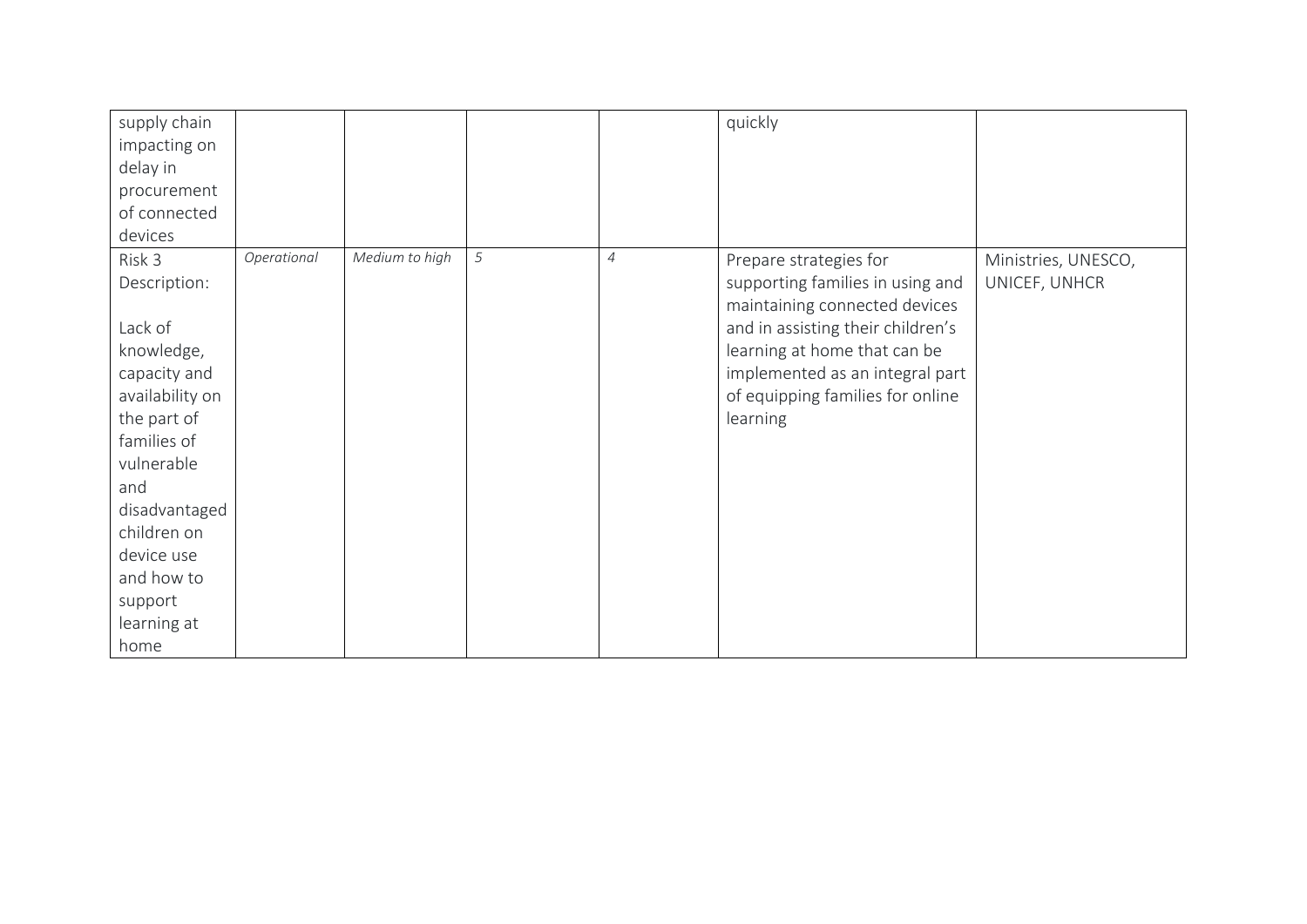| | | | | | | |
|---|---|---|---|---|---|---|
| supply chain impacting on delay in procurement of connected devices | | | | | quickly | |
| Risk 3 Description:<br><br>Lack of knowledge, capacity and availability on the part of families of vulnerable and disadvantaged children on device use and how to support learning at home | *Operational* | *Medium to high* | *5* | *4* | Prepare strategies for supporting families in using and maintaining connected devices and in assisting their children's learning at home that can be implemented as an integral part of equipping families for online learning | Ministries, UNESCO, UNICEF, UNHCR |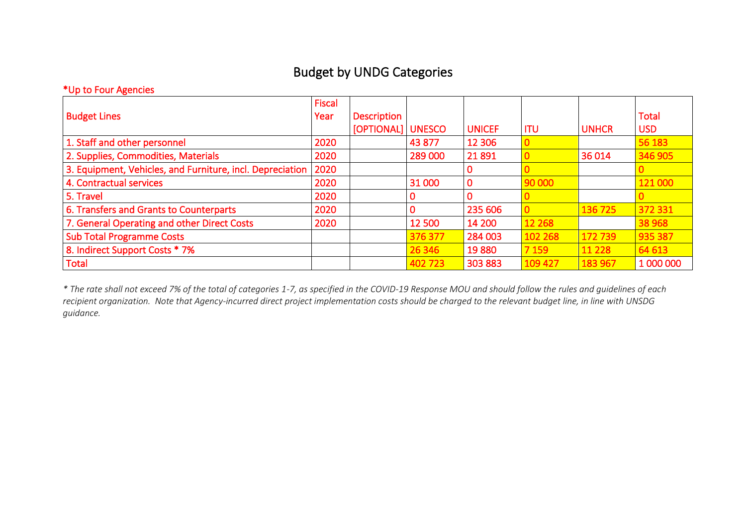# Budget by UNDG Categories

*Up to Four Agencies

| Budget Lines | Fiscal Year | Description [OPTIONAL] | UNESCO | UNICEF | ITU | UNHCR | Total USD |
|---|---|---|---|---|---|---|---|
| 1. Staff and other personnel | 2020 | | 43 877 | 12 306 | 0 | | 56 183 |
| 2. Supplies, Commodities, Materials | 2020 | | 289 000 | 21 891 | 0 | 36 014 | 346 905 |
| 3. Equipment, Vehicles, and Furniture, incl. Depreciation | 2020 | | | 0 | 0 | | 0 |
| 4. Contractual services | 2020 | | 31 000 | 0 | 90 000 | | 121 000 |
| 5. Travel | 2020 | | 0 | 0 | 0 | | 0 |
| 6. Transfers and Grants to Counterparts | 2020 | | 0 | 235 606 | 0 | 136 725 | 372 331 |
| 7. General Operating and other Direct Costs | 2020 | | 12 500 | 14 200 | 12 268 | | 38 968 |
| Sub Total Programme Costs | | | 376 377 | 284 003 | 102 268 | 172 739 | 935 387 |
| 8. Indirect Support Costs * 7% | | | 26 346 | 19 880 | 7 159 | 11 228 | 64 613 |
| Total | | | 402 723 | 303 883 | 109 427 | 183 967 | 1 000 000 |

*\* The rate shall not exceed 7% of the total of categories 1-7, as specified in the COVID-19 Response MOU and should follow the rules and guidelines of each recipient organization. Note that Agency-incurred direct project implementation costs should be charged to the relevant budget line, in line with UNSDG guidance.*